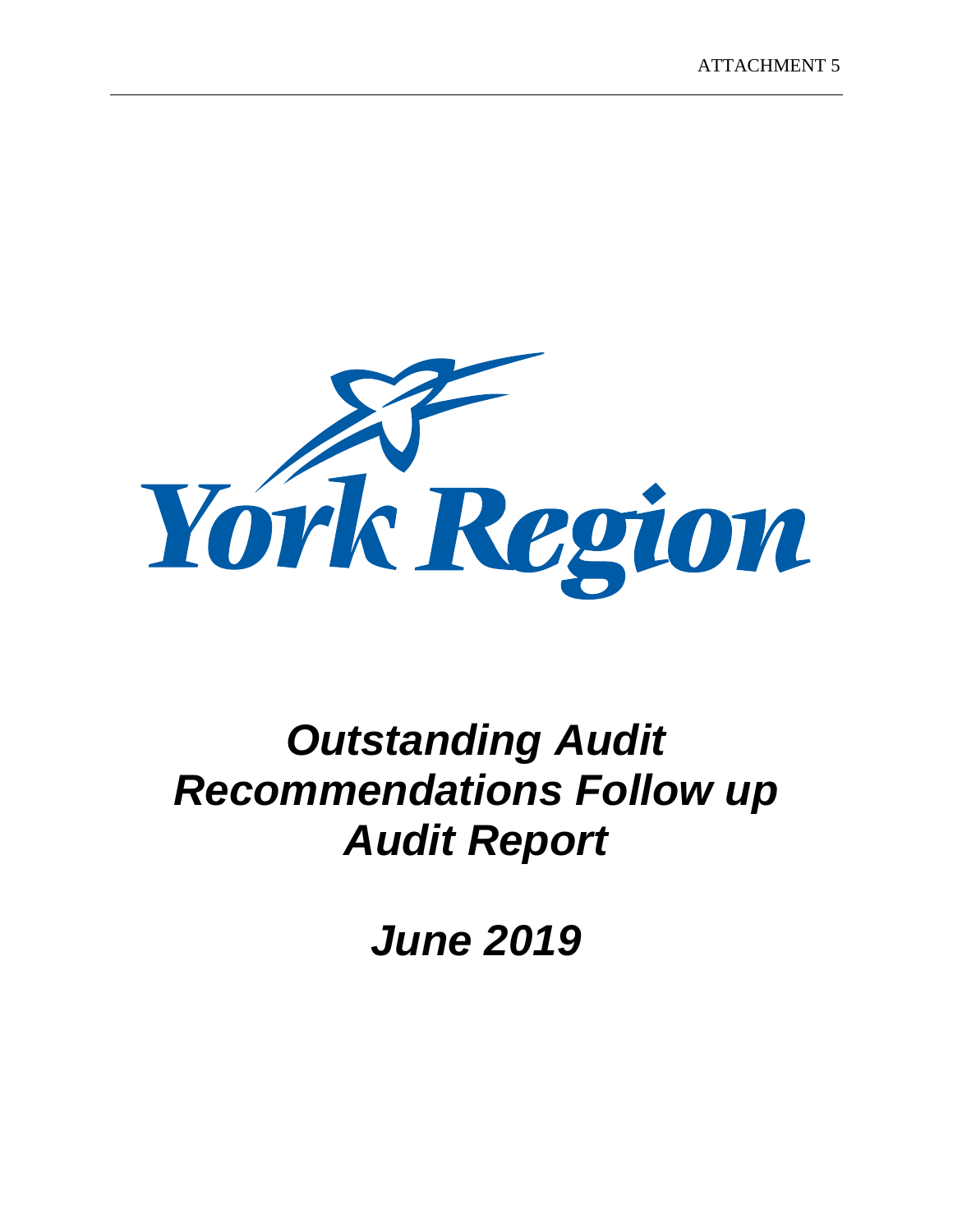ATTACHMENT 5

York Region

# *Outstanding Audit Recommendations Follow up Audit Report*

# *June 2019*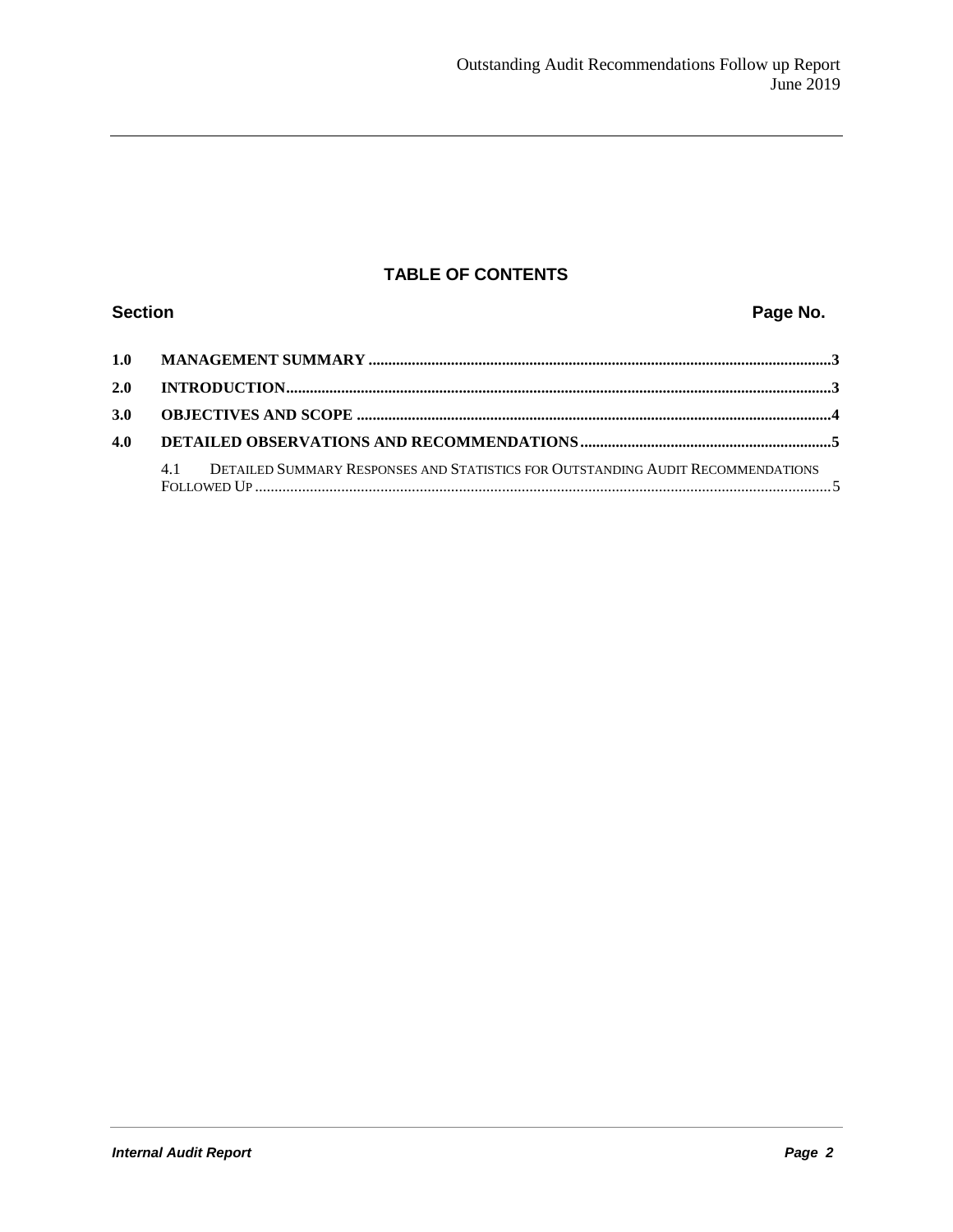## TABLE OF CONTENTS

| Section | | Page No. |
|---|---|---|
| **1.0** | **MANAGEMENT SUMMARY** | **3** |
| **2.0** | **INTRODUCTION** | **3** |
| **3.0** | **OBJECTIVES AND SCOPE** | **4** |
| **4.0** | **DETAILED OBSERVATIONS AND RECOMMENDATIONS** | **5** |
| | 4.1 DETAILED SUMMARY RESPONSES AND STATISTICS FOR OUTSTANDING AUDIT RECOMMENDATIONS FOLLOWED UP | 5 |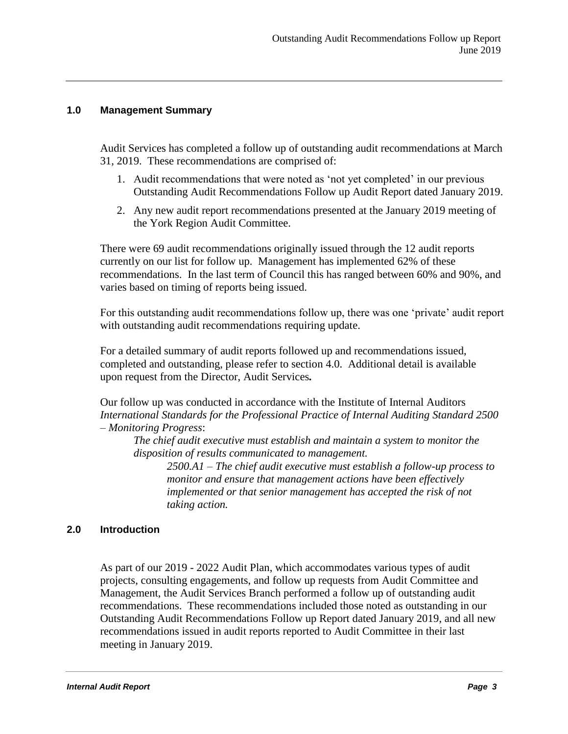## 1.0 Management Summary

Audit Services has completed a follow up of outstanding audit recommendations at March 31, 2019. These recommendations are comprised of:

1. Audit recommendations that were noted as 'not yet completed' in our previous Outstanding Audit Recommendations Follow up Audit Report dated January 2019.
2. Any new audit report recommendations presented at the January 2019 meeting of the York Region Audit Committee.

There were 69 audit recommendations originally issued through the 12 audit reports currently on our list for follow up. Management has implemented 62% of these recommendations. In the last term of Council this has ranged between 60% and 90%, and varies based on timing of reports being issued.

For this outstanding audit recommendations follow up, there was one 'private' audit report with outstanding audit recommendations requiring update.

For a detailed summary of audit reports followed up and recommendations issued, completed and outstanding, please refer to section 4.0. Additional detail is available upon request from the Director, Audit Services**.**

Our follow up was conducted in accordance with the Institute of Internal Auditors *International Standards for the Professional Practice of Internal Auditing Standard 2500 – Monitoring Progress*:

> *The chief audit executive must establish and maintain a system to monitor the disposition of results communicated to management.*
>
> > *2500.A1 – The chief audit executive must establish a follow-up process to monitor and ensure that management actions have been effectively implemented or that senior management has accepted the risk of not taking action.*

## 2.0 Introduction

As part of our 2019 - 2022 Audit Plan, which accommodates various types of audit projects, consulting engagements, and follow up requests from Audit Committee and Management, the Audit Services Branch performed a follow up of outstanding audit recommendations. These recommendations included those noted as outstanding in our Outstanding Audit Recommendations Follow up Report dated January 2019, and all new recommendations issued in audit reports reported to Audit Committee in their last meeting in January 2019.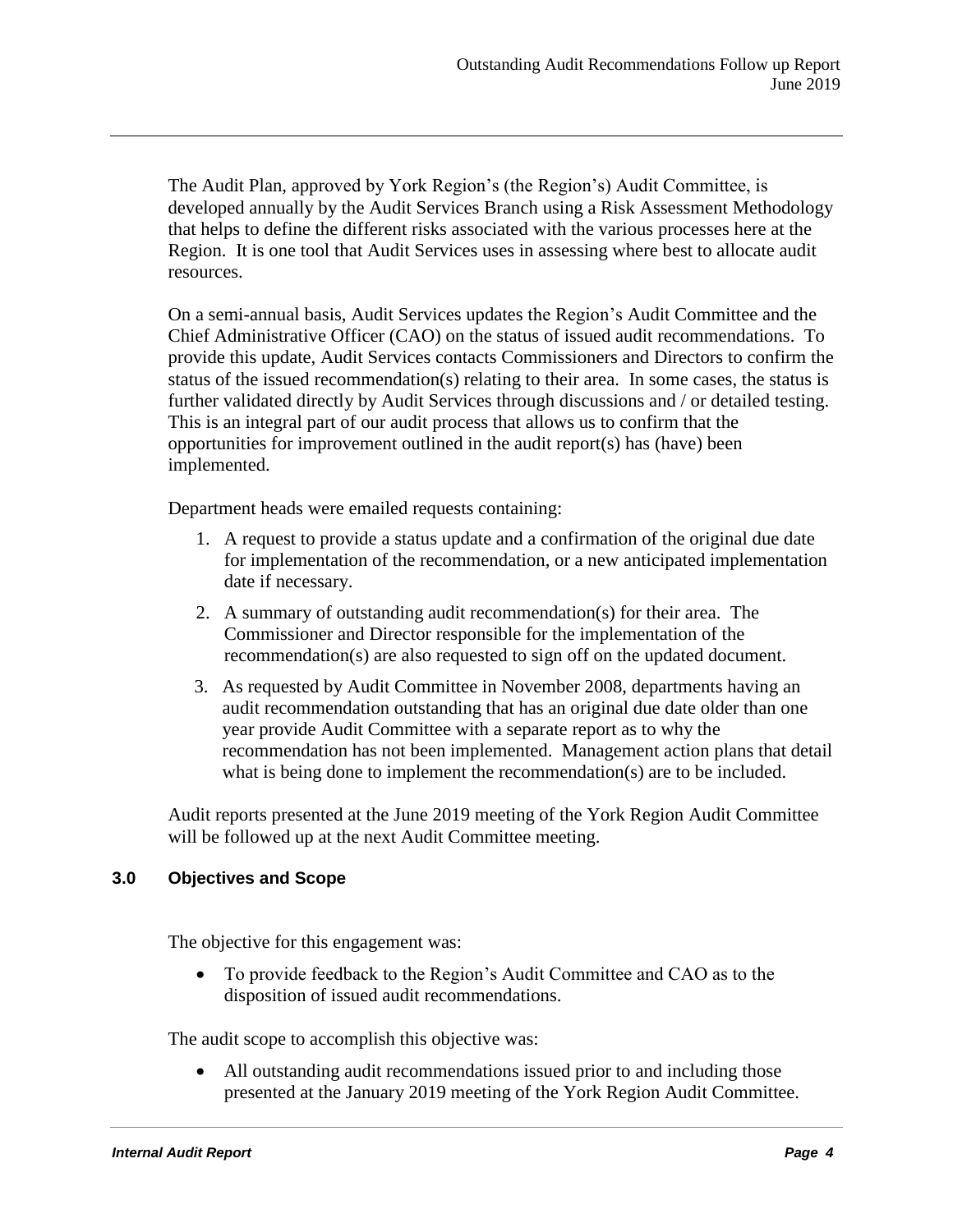The Audit Plan, approved by York Region's (the Region's) Audit Committee, is developed annually by the Audit Services Branch using a Risk Assessment Methodology that helps to define the different risks associated with the various processes here at the Region. It is one tool that Audit Services uses in assessing where best to allocate audit resources.

On a semi-annual basis, Audit Services updates the Region's Audit Committee and the Chief Administrative Officer (CAO) on the status of issued audit recommendations. To provide this update, Audit Services contacts Commissioners and Directors to confirm the status of the issued recommendation(s) relating to their area. In some cases, the status is further validated directly by Audit Services through discussions and / or detailed testing. This is an integral part of our audit process that allows us to confirm that the opportunities for improvement outlined in the audit report(s) has (have) been implemented.

Department heads were emailed requests containing:

1. A request to provide a status update and a confirmation of the original due date for implementation of the recommendation, or a new anticipated implementation date if necessary.
2. A summary of outstanding audit recommendation(s) for their area. The Commissioner and Director responsible for the implementation of the recommendation(s) are also requested to sign off on the updated document.
3. As requested by Audit Committee in November 2008, departments having an audit recommendation outstanding that has an original due date older than one year provide Audit Committee with a separate report as to why the recommendation has not been implemented. Management action plans that detail what is being done to implement the recommendation(s) are to be included.

Audit reports presented at the June 2019 meeting of the York Region Audit Committee will be followed up at the next Audit Committee meeting.

## 3.0 Objectives and Scope

The objective for this engagement was:

- To provide feedback to the Region's Audit Committee and CAO as to the disposition of issued audit recommendations.

The audit scope to accomplish this objective was:

- All outstanding audit recommendations issued prior to and including those presented at the January 2019 meeting of the York Region Audit Committee.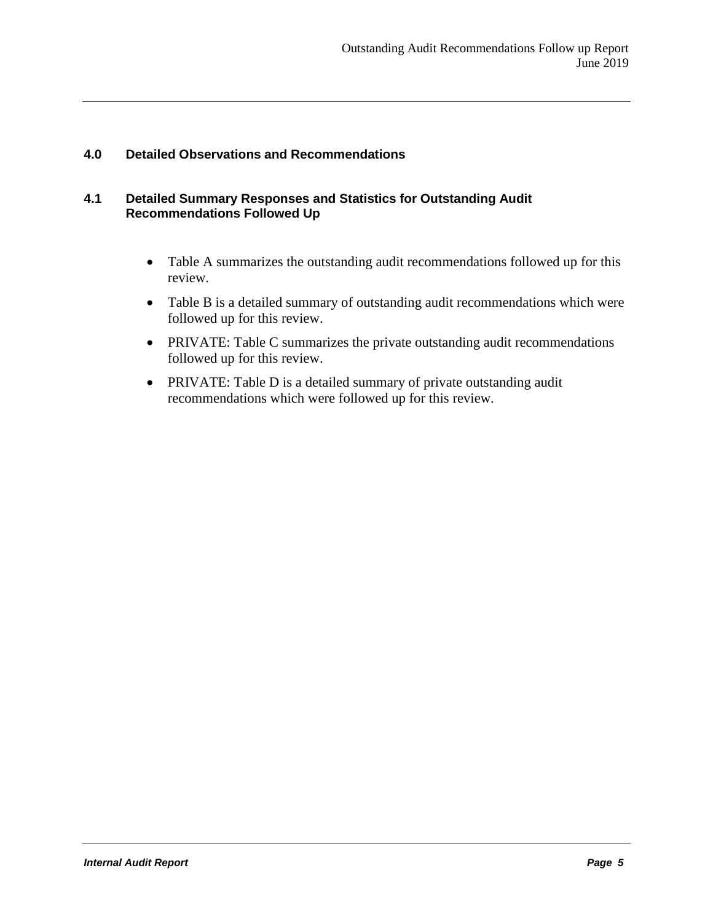## 4.0 Detailed Observations and Recommendations

### 4.1 Detailed Summary Responses and Statistics for Outstanding Audit Recommendations Followed Up

- Table A summarizes the outstanding audit recommendations followed up for this review.
- Table B is a detailed summary of outstanding audit recommendations which were followed up for this review.
- PRIVATE: Table C summarizes the private outstanding audit recommendations followed up for this review.
- PRIVATE: Table D is a detailed summary of private outstanding audit recommendations which were followed up for this review.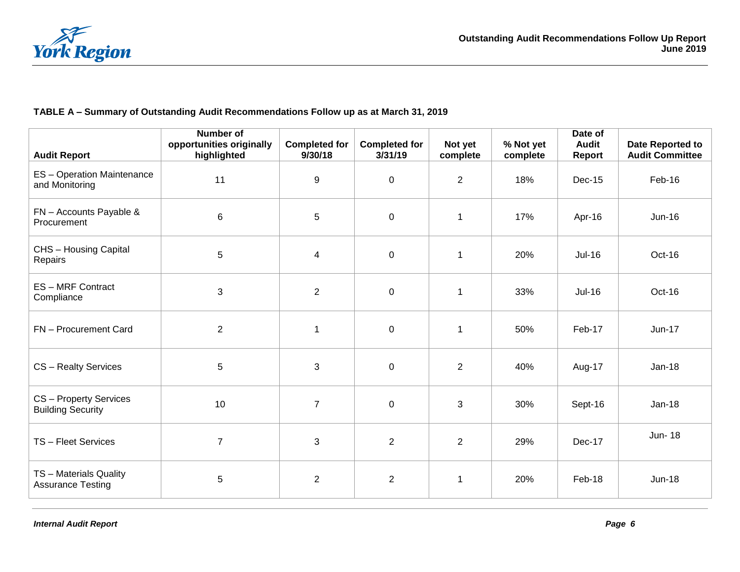**TABLE A – Summary of Outstanding Audit Recommendations Follow up as at March 31, 2019**

| Audit Report | Number of opportunities originally highlighted | Completed for 9/30/18 | Completed for 3/31/19 | Not yet complete | % Not yet complete | Date of Audit Report | Date Reported to Audit Committee |
|---|---|---|---|---|---|---|---|
| ES – Operation Maintenance and Monitoring | 11 | 9 | 0 | 2 | 18% | Dec-15 | Feb-16 |
| FN – Accounts Payable & Procurement | 6 | 5 | 0 | 1 | 17% | Apr-16 | Jun-16 |
| CHS – Housing Capital Repairs | 5 | 4 | 0 | 1 | 20% | Jul-16 | Oct-16 |
| ES – MRF Contract Compliance | 3 | 2 | 0 | 1 | 33% | Jul-16 | Oct-16 |
| FN – Procurement Card | 2 | 1 | 0 | 1 | 50% | Feb-17 | Jun-17 |
| CS – Realty Services | 5 | 3 | 0 | 2 | 40% | Aug-17 | Jan-18 |
| CS – Property Services Building Security | 10 | 7 | 0 | 3 | 30% | Sept-16 | Jan-18 |
| TS – Fleet Services | 7 | 3 | 2 | 2 | 29% | Dec-17 | Jun- 18 |
| TS – Materials Quality Assurance Testing | 5 | 2 | 2 | 1 | 20% | Feb-18 | Jun-18 |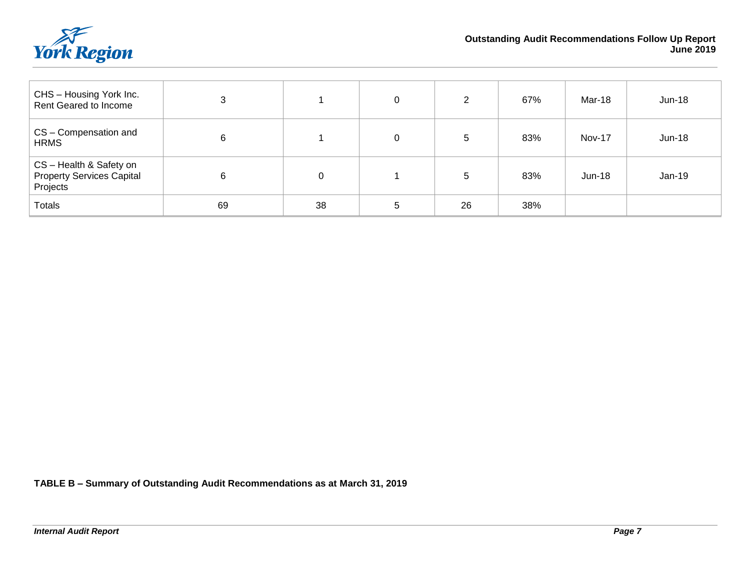| | | | | | | | |
|---|---|---|---|---|---|---|---|
| CHS – Housing York Inc. Rent Geared to Income | 3 | 1 | 0 | 2 | 67% | Mar-18 | Jun-18 |
| CS – Compensation and HRMS | 6 | 1 | 0 | 5 | 83% | Nov-17 | Jun-18 |
| CS – Health & Safety on Property Services Capital Projects | 6 | 0 | 1 | 5 | 83% | Jun-18 | Jan-19 |
| Totals | 69 | 38 | 5 | 26 | 38% | | |

**TABLE B – Summary of Outstanding Audit Recommendations as at March 31, 2019**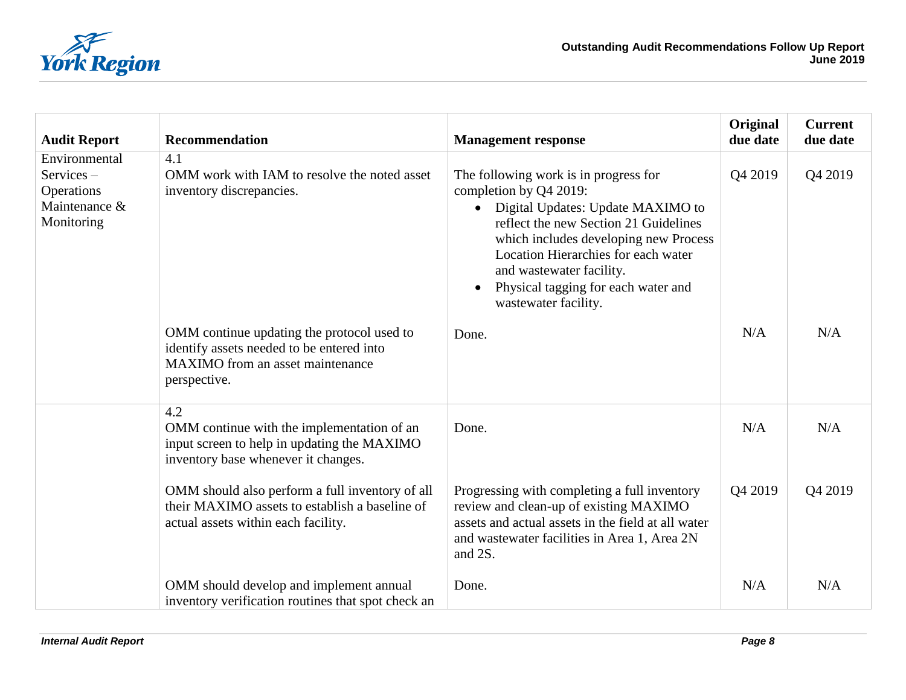| Audit Report | Recommendation | Management response | Original due date | Current due date |
|---|---|---|---|---|
| Environmental Services – Operations Maintenance & Monitoring | 4.1<br>OMM work with IAM to resolve the noted asset inventory discrepancies. | The following work is in progress for completion by Q4 2019:<br>• Digital Updates: Update MAXIMO to reflect the new Section 21 Guidelines which includes developing new Process Location Hierarchies for each water and wastewater facility.<br>• Physical tagging for each water and wastewater facility. | Q4 2019 | Q4 2019 |
| | OMM continue updating the protocol used to identify assets needed to be entered into MAXIMO from an asset maintenance perspective. | Done. | N/A | N/A |
| | 4.2<br>OMM continue with the implementation of an input screen to help in updating the MAXIMO inventory base whenever it changes. | Done. | N/A | N/A |
| | OMM should also perform a full inventory of all their MAXIMO assets to establish a baseline of actual assets within each facility. | Progressing with completing a full inventory review and clean-up of existing MAXIMO assets and actual assets in the field at all water and wastewater facilities in Area 1, Area 2N and 2S. | Q4 2019 | Q4 2019 |
| | OMM should develop and implement annual inventory verification routines that spot check an | Done. | N/A | N/A |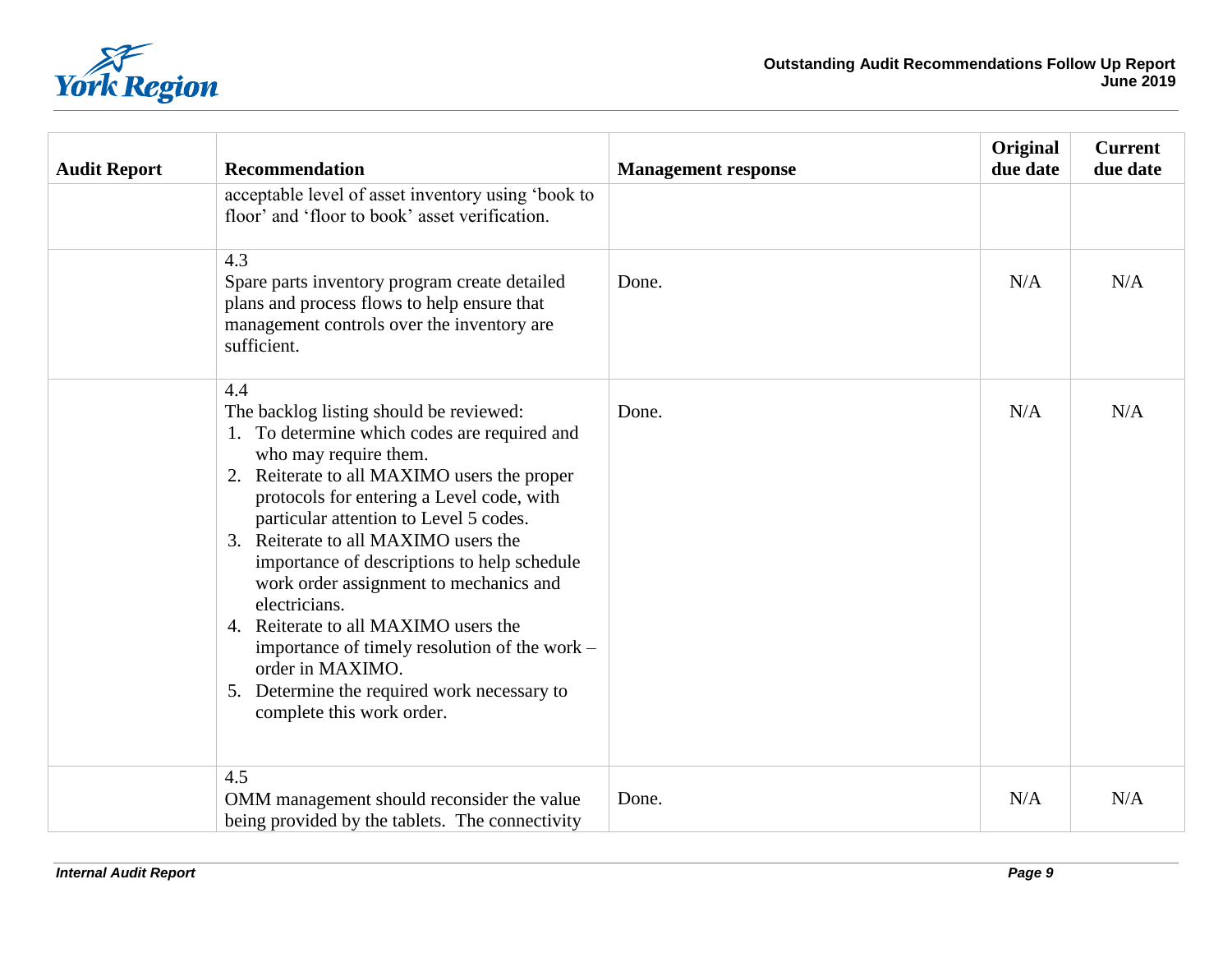| Audit Report | Recommendation | Management response | Original due date | Current due date |
| --- | --- | --- | --- | --- |
| | acceptable level of asset inventory using 'book to floor' and 'floor to book' asset verification. | | | |
| | 4.3<br>Spare parts inventory program create detailed plans and process flows to help ensure that management controls over the inventory are sufficient. | Done. | N/A | N/A |
| | 4.4<br>The backlog listing should be reviewed:<br>1. To determine which codes are required and who may require them.<br>2. Reiterate to all MAXIMO users the proper protocols for entering a Level code, with particular attention to Level 5 codes.<br>3. Reiterate to all MAXIMO users the importance of descriptions to help schedule work order assignment to mechanics and electricians.<br>4. Reiterate to all MAXIMO users the importance of timely resolution of the work – order in MAXIMO.<br>5. Determine the required work necessary to complete this work order. | Done. | N/A | N/A |
| | 4.5<br>OMM management should reconsider the value being provided by the tablets. The connectivity | Done. | N/A | N/A |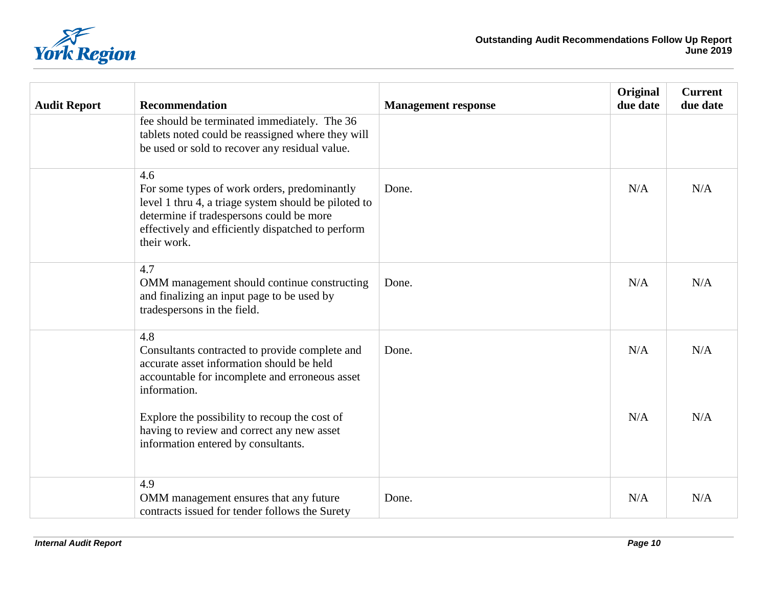| Audit Report | Recommendation | Management response | Original due date | Current due date |
|---|---|---|---|---|
| | fee should be terminated immediately. The 36 tablets noted could be reassigned where they will be used or sold to recover any residual value. | | | |
| | 4.6 For some types of work orders, predominantly level 1 thru 4, a triage system should be piloted to determine if tradespersons could be more effectively and efficiently dispatched to perform their work. | Done. | N/A | N/A |
| | 4.7 OMM management should continue constructing and finalizing an input page to be used by tradespersons in the field. | Done. | N/A | N/A |
| | 4.8 Consultants contracted to provide complete and accurate asset information should be held accountable for incomplete and erroneous asset information. | Done. | N/A | N/A |
| | Explore the possibility to recoup the cost of having to review and correct any new asset information entered by consultants. | | N/A | N/A |
| | 4.9 OMM management ensures that any future contracts issued for tender follows the Surety | Done. | N/A | N/A |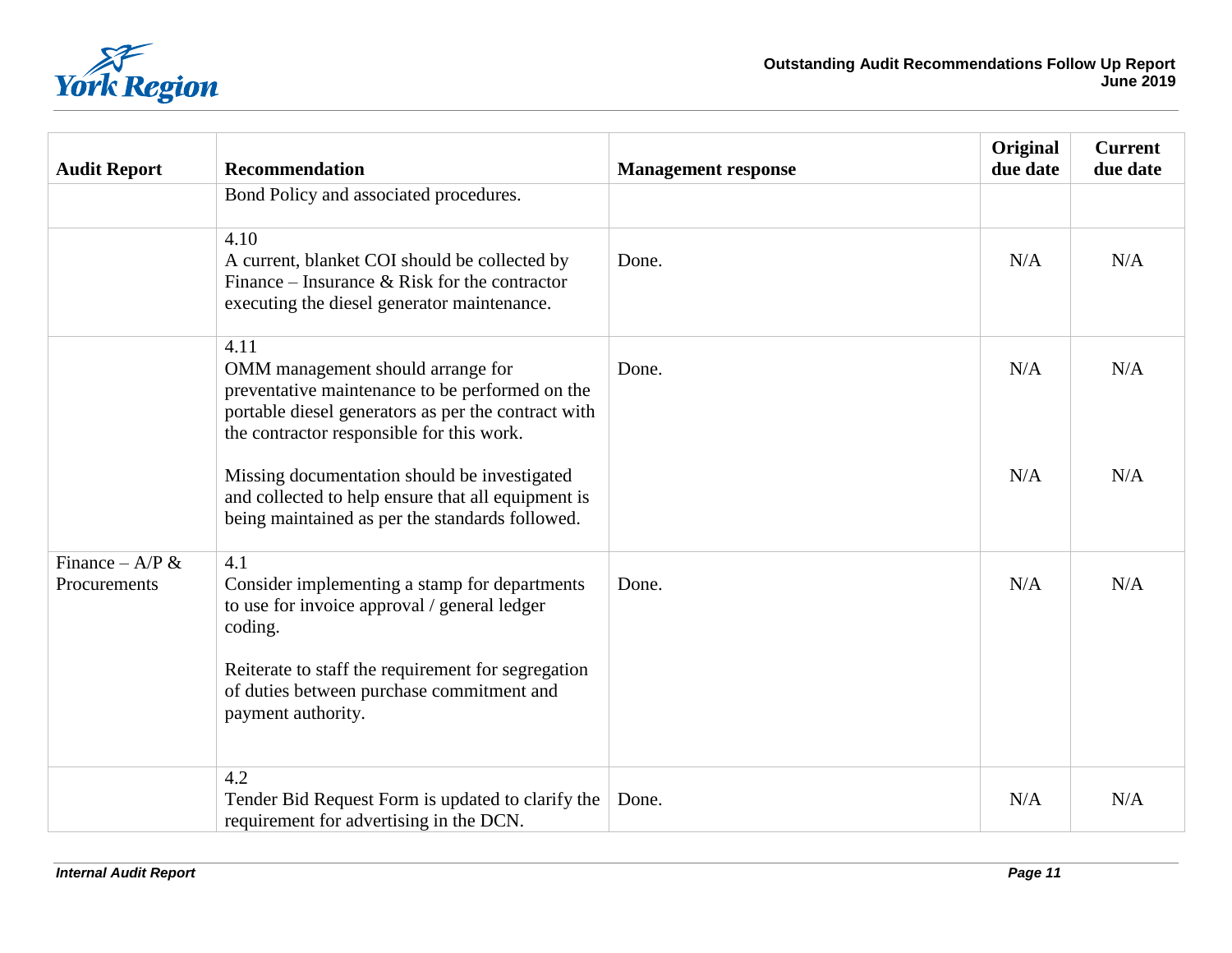| Audit Report | Recommendation | Management response | Original due date | Current due date |
|---|---|---|---|---|
| | Bond Policy and associated procedures. | | | |
| | 4.10<br>A current, blanket COI should be collected by Finance – Insurance & Risk for the contractor executing the diesel generator maintenance. | Done. | N/A | N/A |
| | 4.11<br>OMM management should arrange for preventative maintenance to be performed on the portable diesel generators as per the contract with the contractor responsible for this work.<br><br>Missing documentation should be investigated and collected to help ensure that all equipment is being maintained as per the standards followed. | Done. | N/A<br><br>N/A | N/A<br><br>N/A |
| Finance – A/P & Procurements | 4.1<br>Consider implementing a stamp for departments to use for invoice approval / general ledger coding.<br><br>Reiterate to staff the requirement for segregation of duties between purchase commitment and payment authority. | Done. | N/A | N/A |
| | 4.2<br>Tender Bid Request Form is updated to clarify the requirement for advertising in the DCN. | Done. | N/A | N/A |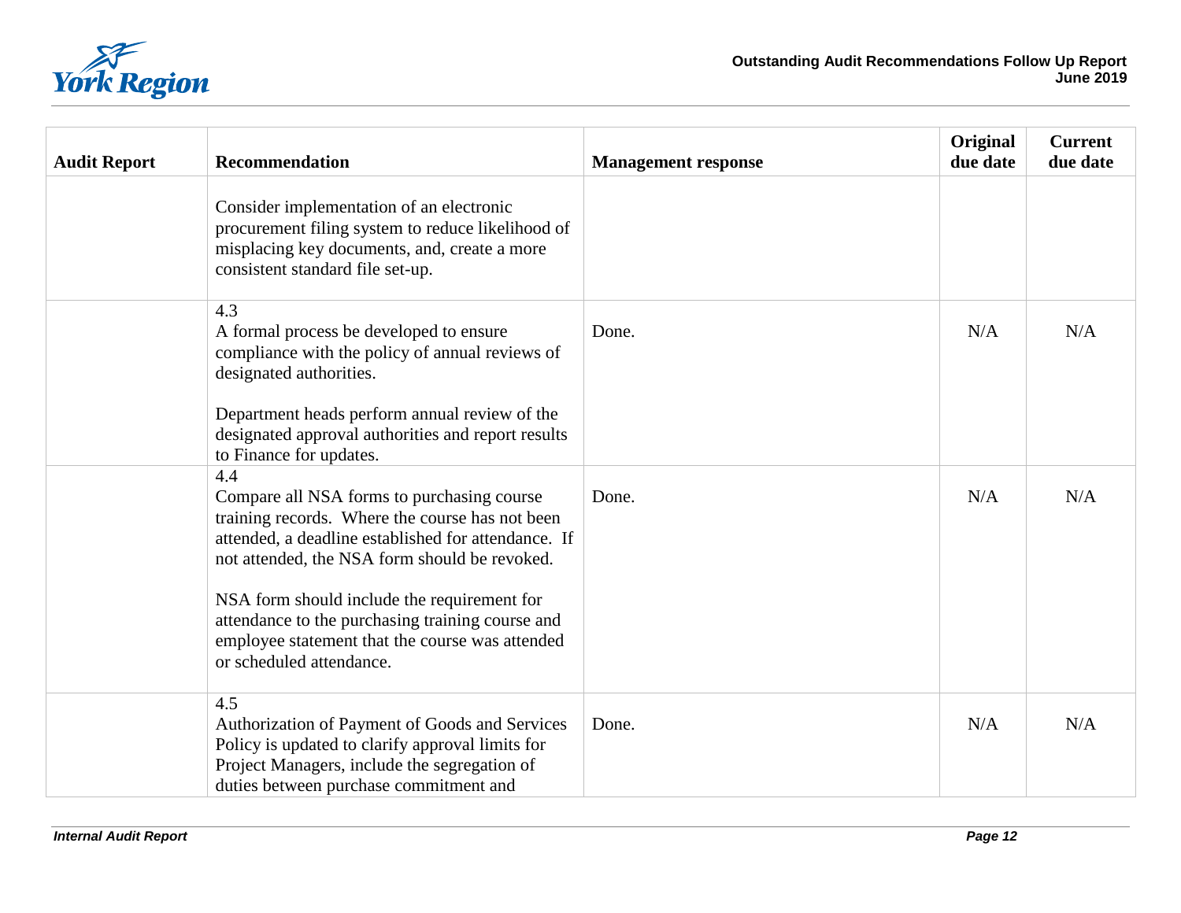| Audit Report | Recommendation | Management response | Original due date | Current due date |
|---|---|---|---|---|
| | Consider implementation of an electronic procurement filing system to reduce likelihood of misplacing key documents, and, create a more consistent standard file set-up. | | | |
| | 4.3<br>A formal process be developed to ensure compliance with the policy of annual reviews of designated authorities.<br><br>Department heads perform annual review of the designated approval authorities and report results to Finance for updates. | Done. | N/A | N/A |
| | 4.4<br>Compare all NSA forms to purchasing course training records. Where the course has not been attended, a deadline established for attendance. If not attended, the NSA form should be revoked.<br><br>NSA form should include the requirement for attendance to the purchasing training course and employee statement that the course was attended or scheduled attendance. | Done. | N/A | N/A |
| | 4.5<br>Authorization of Payment of Goods and Services Policy is updated to clarify approval limits for Project Managers, include the segregation of duties between purchase commitment and | Done. | N/A | N/A |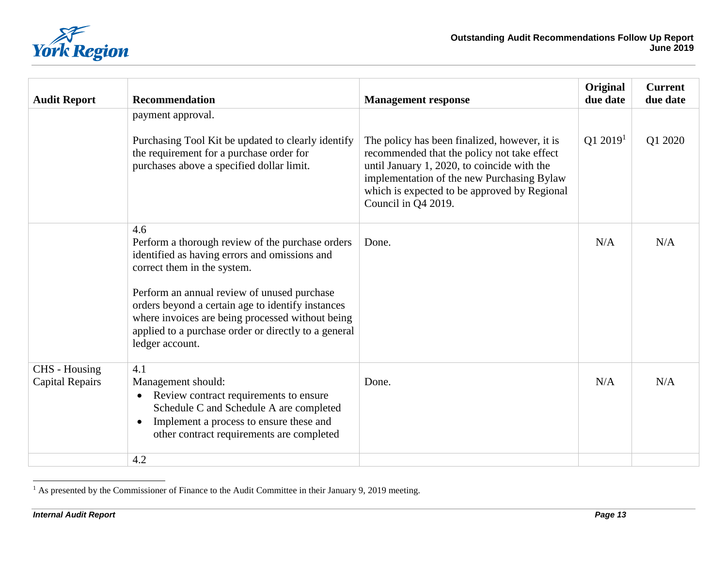| Audit Report | Recommendation | Management response | Original due date | Current due date |
|---|---|---|---|---|
| | payment approval.<br><br>Purchasing Tool Kit be updated to clearly identify the requirement for a purchase order for purchases above a specified dollar limit. | The policy has been finalized, however, it is recommended that the policy not take effect until January 1, 2020, to coincide with the implementation of the new Purchasing Bylaw which is expected to be approved by Regional Council in Q4 2019. | Q1 2019[1] | Q1 2020 |
| | 4.6<br>Perform a thorough review of the purchase orders identified as having errors and omissions and correct them in the system.<br><br>Perform an annual review of unused purchase orders beyond a certain age to identify instances where invoices are being processed without being applied to a purchase order or directly to a general ledger account. | Done. | N/A | N/A |
| CHS - Housing Capital Repairs | 4.1<br>Management should:<br>• Review contract requirements to ensure Schedule C and Schedule A are completed<br>• Implement a process to ensure these and other contract requirements are completed | Done. | N/A | N/A |
| | 4.2 | | | |

[1] As presented by the Commissioner of Finance to the Audit Committee in their January 9, 2019 meeting.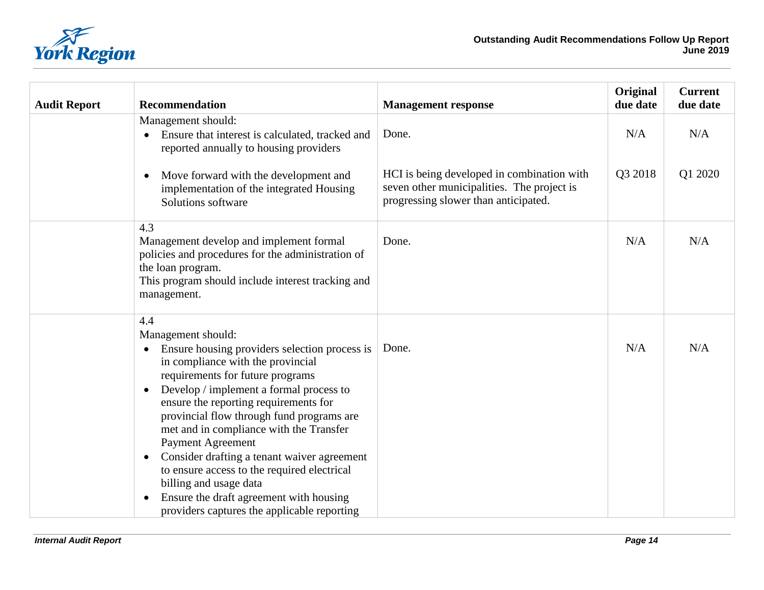| Audit Report | Recommendation | Management response | Original due date | Current due date |
|---|---|---|---|---|
| | Management should:<br>• Ensure that interest is calculated, tracked and reported annually to housing providers | Done. | N/A | N/A |
| | • Move forward with the development and implementation of the integrated Housing Solutions software | HCI is being developed in combination with seven other municipalities. The project is progressing slower than anticipated. | Q3 2018 | Q1 2020 |
| | 4.3<br>Management develop and implement formal policies and procedures for the administration of the loan program.<br>This program should include interest tracking and management. | Done. | N/A | N/A |
| | 4.4<br>Management should:<br>• Ensure housing providers selection process is in compliance with the provincial requirements for future programs<br>• Develop / implement a formal process to ensure the reporting requirements for provincial flow through fund programs are met and in compliance with the Transfer Payment Agreement<br>• Consider drafting a tenant waiver agreement to ensure access to the required electrical billing and usage data<br>• Ensure the draft agreement with housing providers captures the applicable reporting | Done. | N/A | N/A |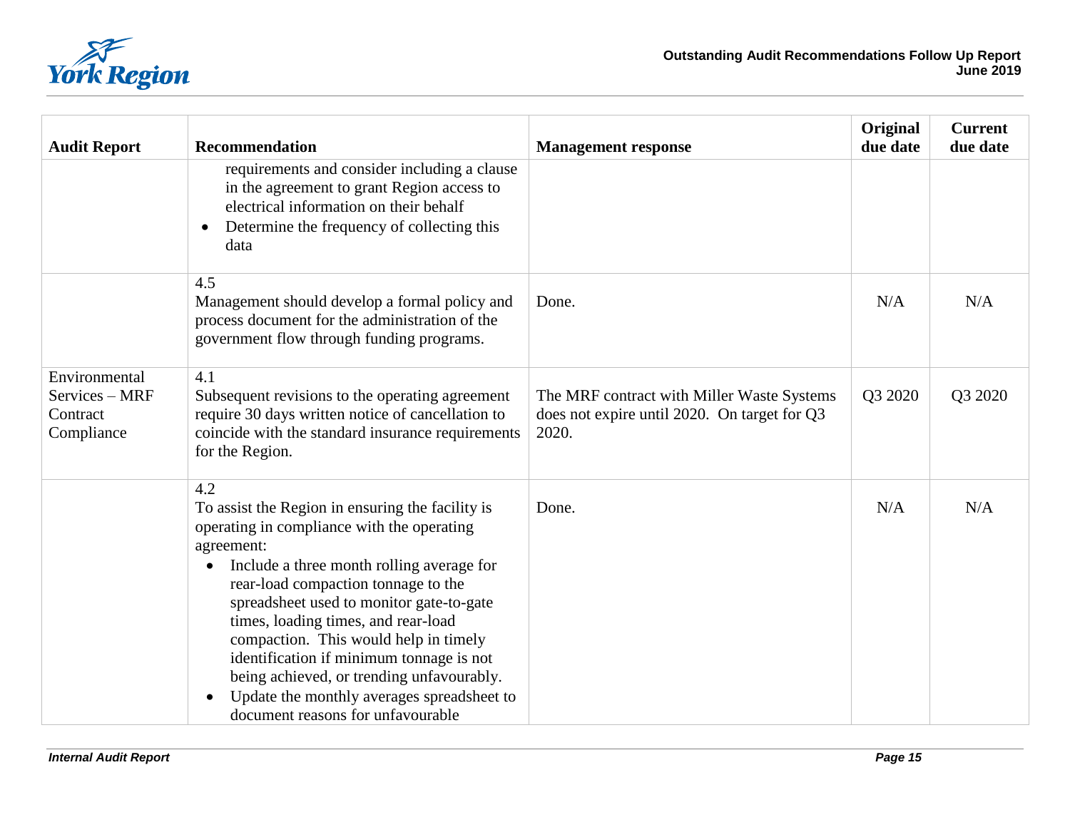| Audit Report | Recommendation | Management response | Original due date | Current due date |
|---|---|---|---|---|
| | requirements and consider including a clause in the agreement to grant Region access to electrical information on their behalf<br>• Determine the frequency of collecting this data | | | |
| | 4.5<br>Management should develop a formal policy and process document for the administration of the government flow through funding programs. | Done. | N/A | N/A |
| Environmental Services – MRF Contract Compliance | 4.1<br>Subsequent revisions to the operating agreement require 30 days written notice of cancellation to coincide with the standard insurance requirements for the Region. | The MRF contract with Miller Waste Systems does not expire until 2020. On target for Q3 2020. | Q3 2020 | Q3 2020 |
| | 4.2<br>To assist the Region in ensuring the facility is operating in compliance with the operating agreement:<br>• Include a three month rolling average for rear-load compaction tonnage to the spreadsheet used to monitor gate-to-gate times, loading times, and rear-load compaction. This would help in timely identification if minimum tonnage is not being achieved, or trending unfavourably.<br>• Update the monthly averages spreadsheet to document reasons for unfavourable | Done. | N/A | N/A |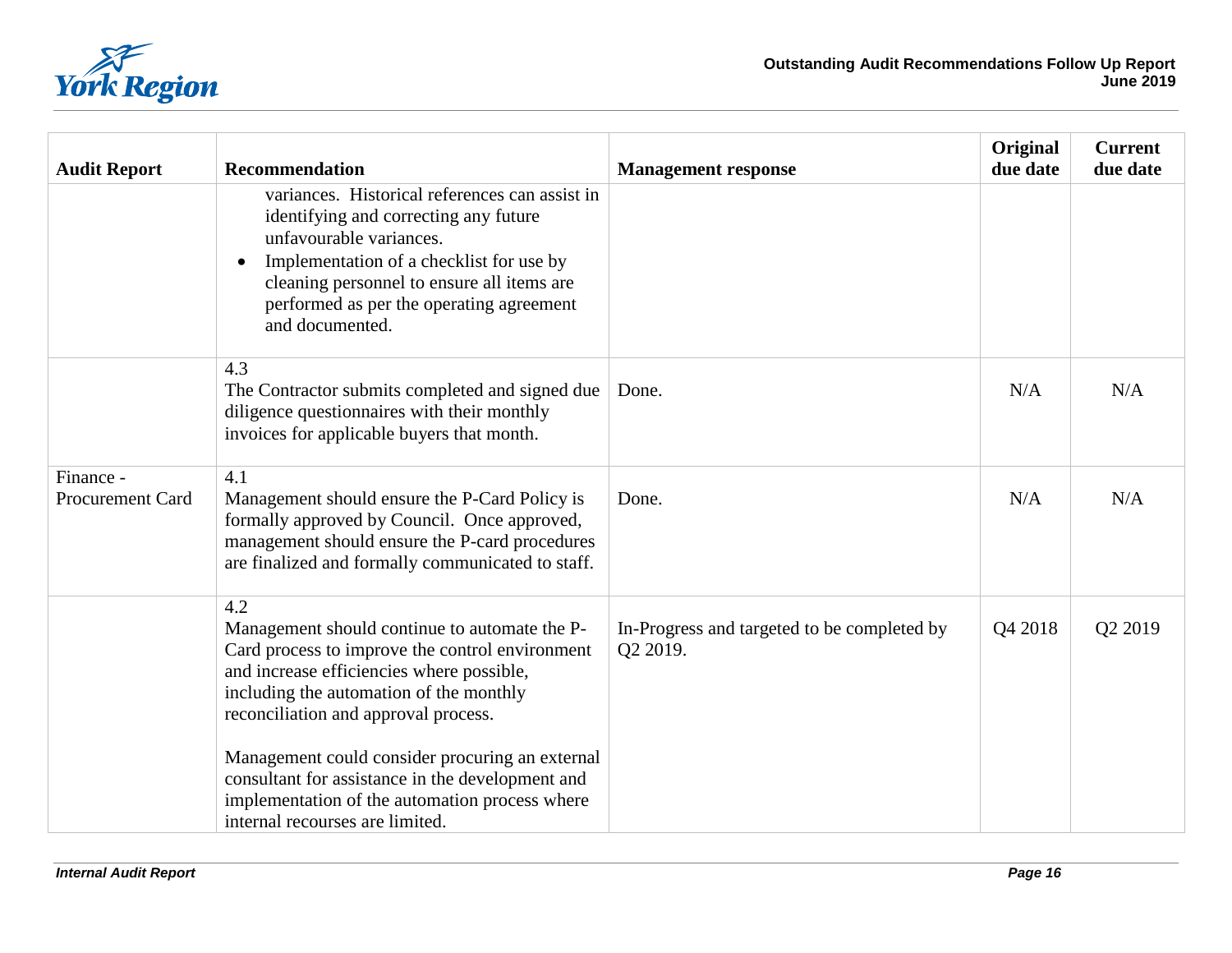| Audit Report | Recommendation | Management response | Original due date | Current due date |
|---|---|---|---|---|
| | variances. Historical references can assist in identifying and correcting any future unfavourable variances.<br>• Implementation of a checklist for use by cleaning personnel to ensure all items are performed as per the operating agreement and documented. | | | |
| | 4.3<br>The Contractor submits completed and signed due diligence questionnaires with their monthly invoices for applicable buyers that month. | Done. | N/A | N/A |
| Finance - Procurement Card | 4.1<br>Management should ensure the P-Card Policy is formally approved by Council. Once approved, management should ensure the P-card procedures are finalized and formally communicated to staff. | Done. | N/A | N/A |
| | 4.2<br>Management should continue to automate the P-Card process to improve the control environment and increase efficiencies where possible, including the automation of the monthly reconciliation and approval process.<br><br>Management could consider procuring an external consultant for assistance in the development and implementation of the automation process where internal recourses are limited. | In-Progress and targeted to be completed by Q2 2019. | Q4 2018 | Q2 2019 |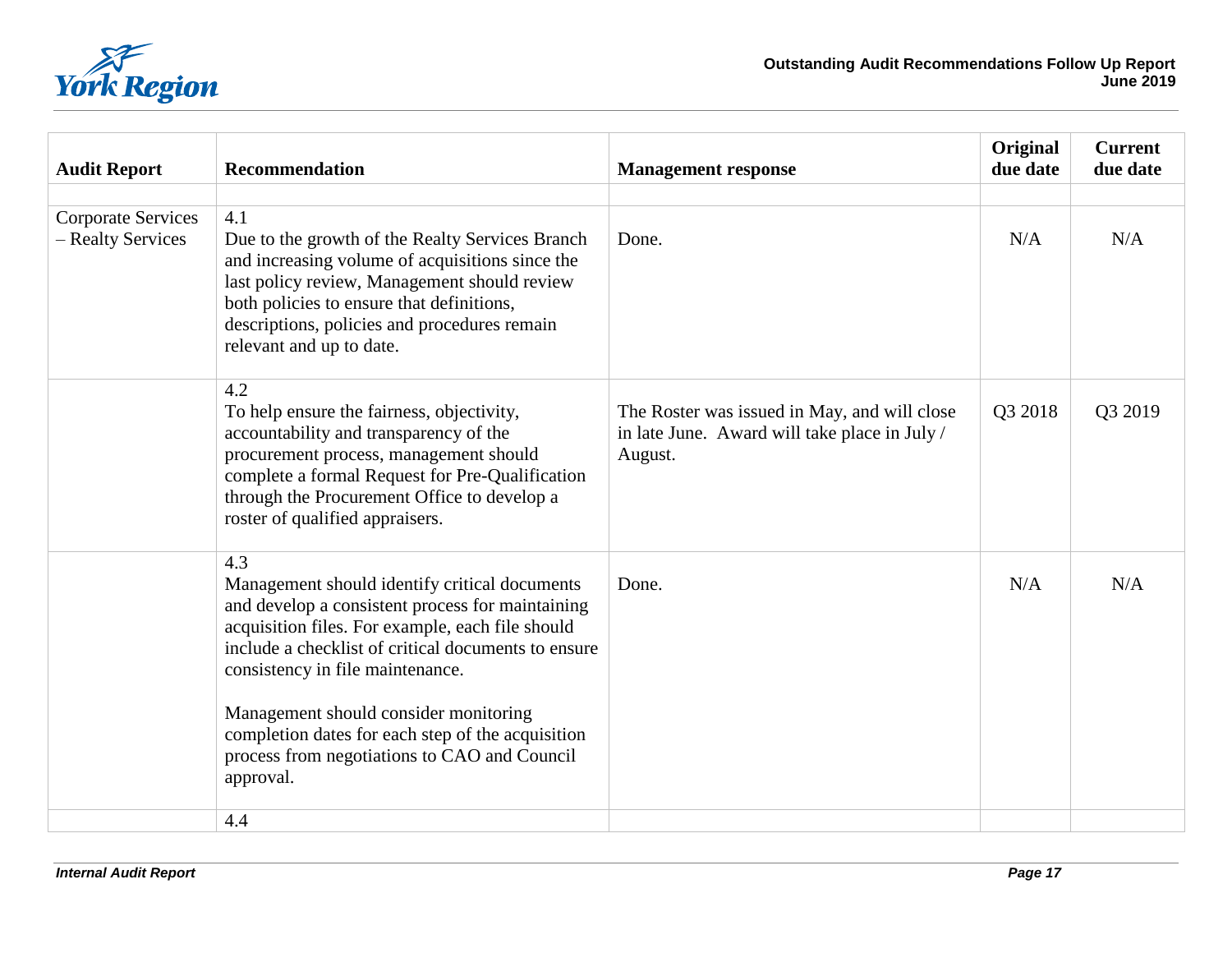| Audit Report | Recommendation | Management response | Original due date | Current due date |
|---|---|---|---|---|
| | | | | |
| Corporate Services – Realty Services | 4.1<br>Due to the growth of the Realty Services Branch and increasing volume of acquisitions since the last policy review, Management should review both policies to ensure that definitions, descriptions, policies and procedures remain relevant and up to date. | Done. | N/A | N/A |
| | 4.2<br>To help ensure the fairness, objectivity, accountability and transparency of the procurement process, management should complete a formal Request for Pre-Qualification through the Procurement Office to develop a roster of qualified appraisers. | The Roster was issued in May, and will close in late June. Award will take place in July / August. | Q3 2018 | Q3 2019 |
| | 4.3<br>Management should identify critical documents and develop a consistent process for maintaining acquisition files. For example, each file should include a checklist of critical documents to ensure consistency in file maintenance.<br><br>Management should consider monitoring completion dates for each step of the acquisition process from negotiations to CAO and Council approval. | Done. | N/A | N/A |
| | 4.4 | | | |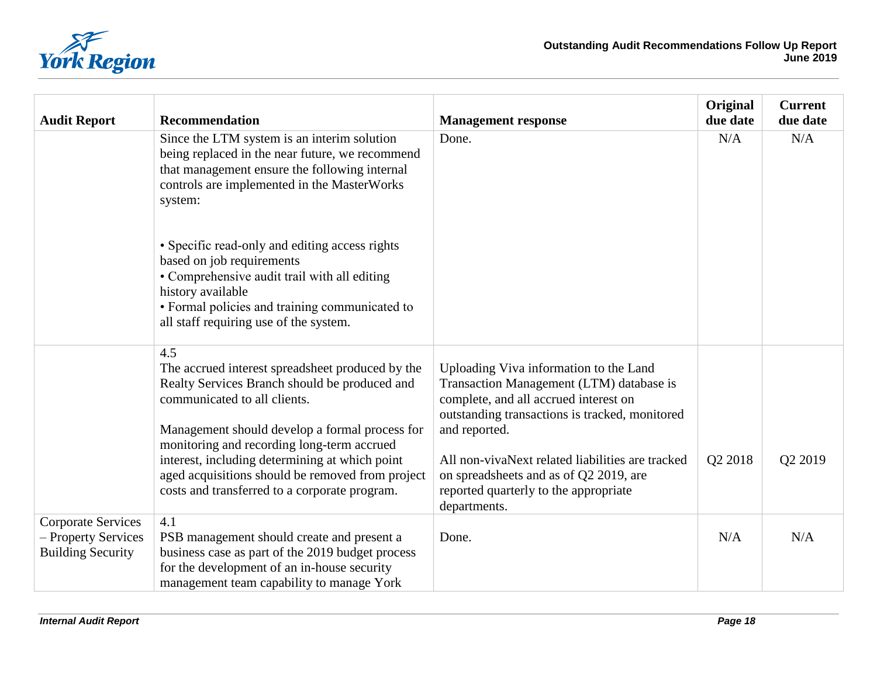| Audit Report | Recommendation | Management response | Original due date | Current due date |
|---|---|---|---|---|
| | Since the LTM system is an interim solution being replaced in the near future, we recommend that management ensure the following internal controls are implemented in the MasterWorks system:<br><br>• Specific read-only and editing access rights based on job requirements<br>• Comprehensive audit trail with all editing history available<br>• Formal policies and training communicated to all staff requiring use of the system. | Done. | N/A | N/A |
| | 4.5<br>The accrued interest spreadsheet produced by the Realty Services Branch should be produced and communicated to all clients.<br><br>Management should develop a formal process for monitoring and recording long-term accrued interest, including determining at which point aged acquisitions should be removed from project costs and transferred to a corporate program. | Uploading Viva information to the Land Transaction Management (LTM) database is complete, and all accrued interest on outstanding transactions is tracked, monitored and reported.<br><br>All non-vivaNext related liabilities are tracked on spreadsheets and as of Q2 2019, are reported quarterly to the appropriate departments. | Q2 2018 | Q2 2019 |
| Corporate Services – Property Services Building Security | 4.1<br>PSB management should create and present a business case as part of the 2019 budget process for the development of an in-house security management team capability to manage York | Done. | N/A | N/A |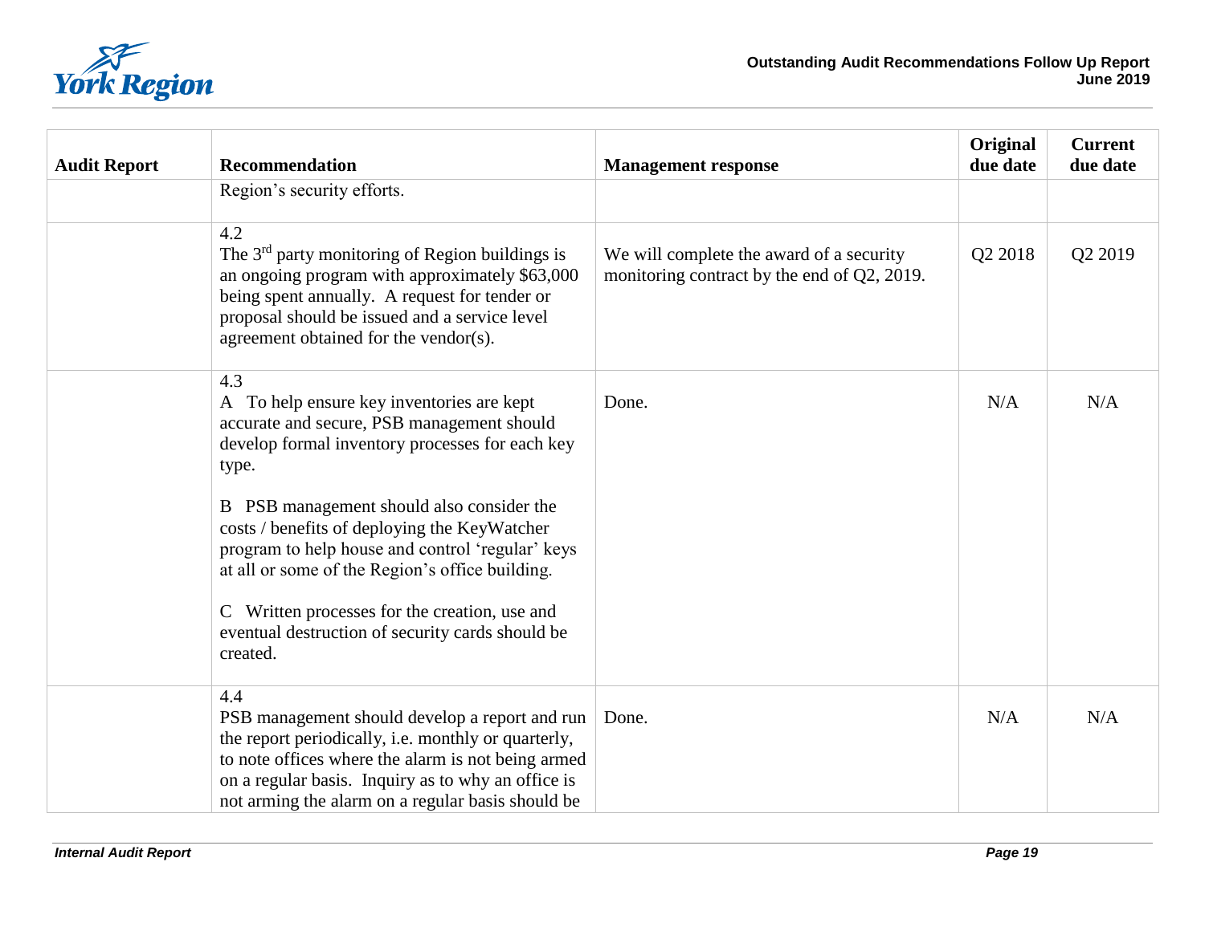| Audit Report | Recommendation | Management response | Original due date | Current due date |
|---|---|---|---|---|
| | Region's security efforts. | | | |
| | 4.2<br>The 3rd party monitoring of Region buildings is an ongoing program with approximately $63,000 being spent annually. A request for tender or proposal should be issued and a service level agreement obtained for the vendor(s). | We will complete the award of a security monitoring contract by the end of Q2, 2019. | Q2 2018 | Q2 2019 |
| | 4.3<br>A To help ensure key inventories are kept accurate and secure, PSB management should develop formal inventory processes for each key type.<br><br>B PSB management should also consider the costs / benefits of deploying the KeyWatcher program to help house and control 'regular' keys at all or some of the Region's office building.<br><br>C Written processes for the creation, use and eventual destruction of security cards should be created. | Done. | N/A | N/A |
| | 4.4<br>PSB management should develop a report and run the report periodically, i.e. monthly or quarterly, to note offices where the alarm is not being armed on a regular basis. Inquiry as to why an office is not arming the alarm on a regular basis should be | Done. | N/A | N/A |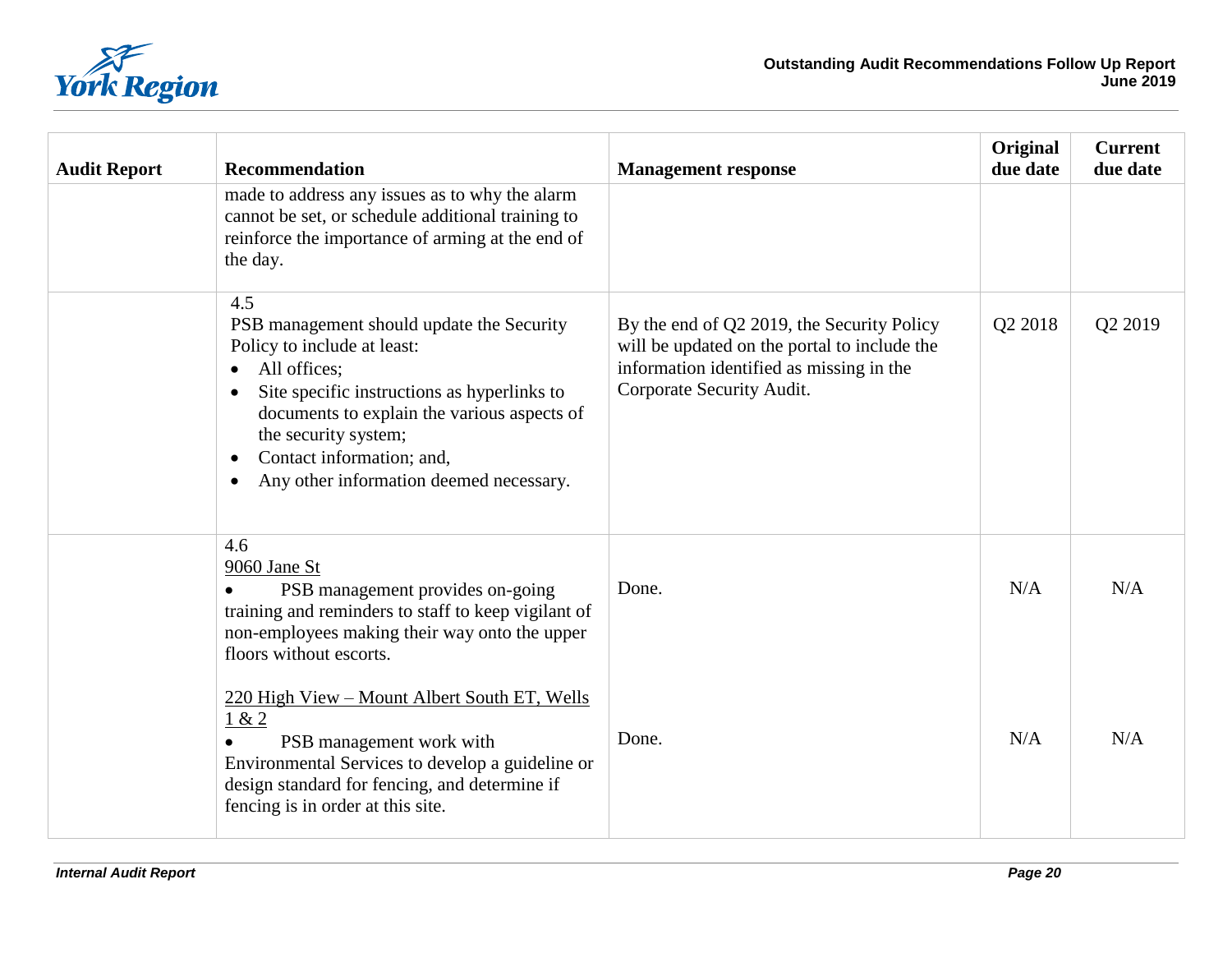| Audit Report | Recommendation | Management response | Original due date | Current due date |
|---|---|---|---|---|
| | made to address any issues as to why the alarm cannot be set, or schedule additional training to reinforce the importance of arming at the end of the day. | | | |
| | 4.5<br>PSB management should update the Security Policy to include at least:<br>• All offices;<br>• Site specific instructions as hyperlinks to documents to explain the various aspects of the security system;<br>• Contact information; and,<br>• Any other information deemed necessary. | By the end of Q2 2019, the Security Policy will be updated on the portal to include the information identified as missing in the Corporate Security Audit. | Q2 2018 | Q2 2019 |
| | 4.6<br>9060 Jane St<br>• PSB management provides on-going training and reminders to staff to keep vigilant of non-employees making their way onto the upper floors without escorts. | Done. | N/A | N/A |
| | 220 High View – Mount Albert South ET, Wells 1 & 2<br>• PSB management work with Environmental Services to develop a guideline or design standard for fencing, and determine if fencing is in order at this site. | Done. | N/A | N/A |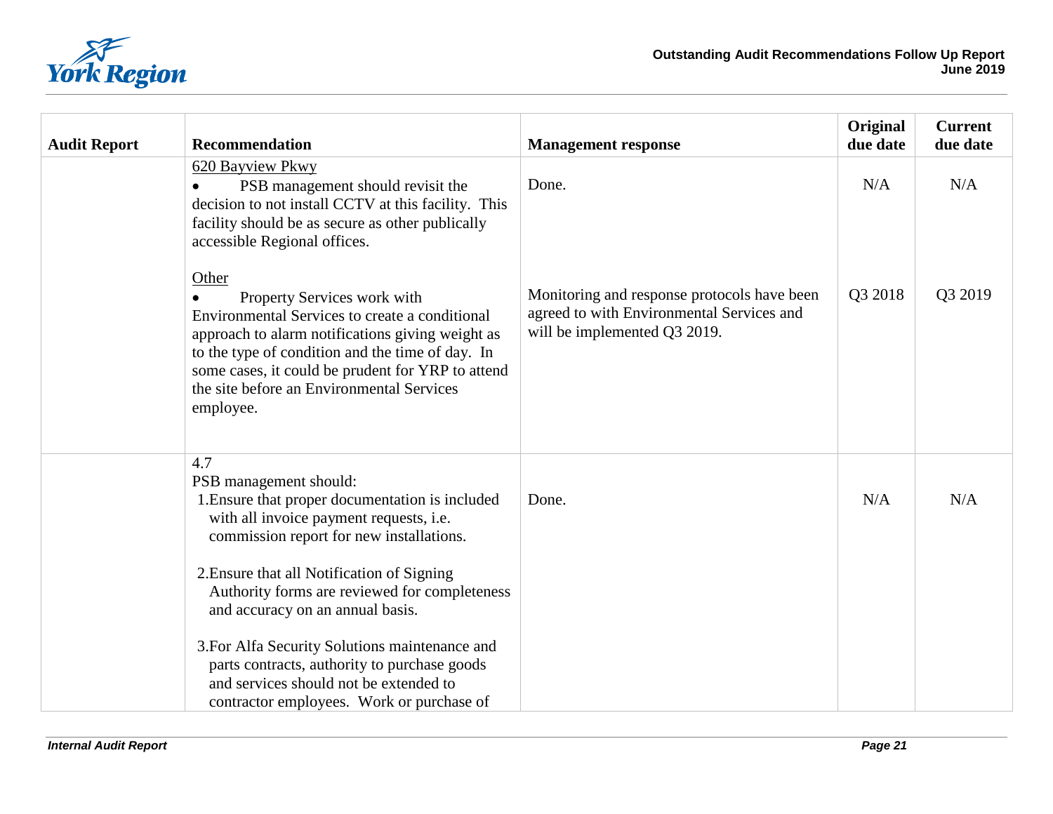| Audit Report | Recommendation | Management response | Original due date | Current due date |
|---|---|---|---|---|
| | 620 Bayview Pkwy<br>• PSB management should revisit the decision to not install CCTV at this facility. This facility should be as secure as other publically accessible Regional offices. | Done. | N/A | N/A |
| | Other<br>• Property Services work with Environmental Services to create a conditional approach to alarm notifications giving weight as to the type of condition and the time of day. In some cases, it could be prudent for YRP to attend the site before an Environmental Services employee. | Monitoring and response protocols have been agreed to with Environmental Services and will be implemented Q3 2019. | Q3 2018 | Q3 2019 |
| | 4.7<br>PSB management should:<br>1. Ensure that proper documentation is included with all invoice payment requests, i.e. commission report for new installations.<br>2. Ensure that all Notification of Signing Authority forms are reviewed for completeness and accuracy on an annual basis.<br>3. For Alfa Security Solutions maintenance and parts contracts, authority to purchase goods and services should not be extended to contractor employees. Work or purchase of | Done. | N/A | N/A |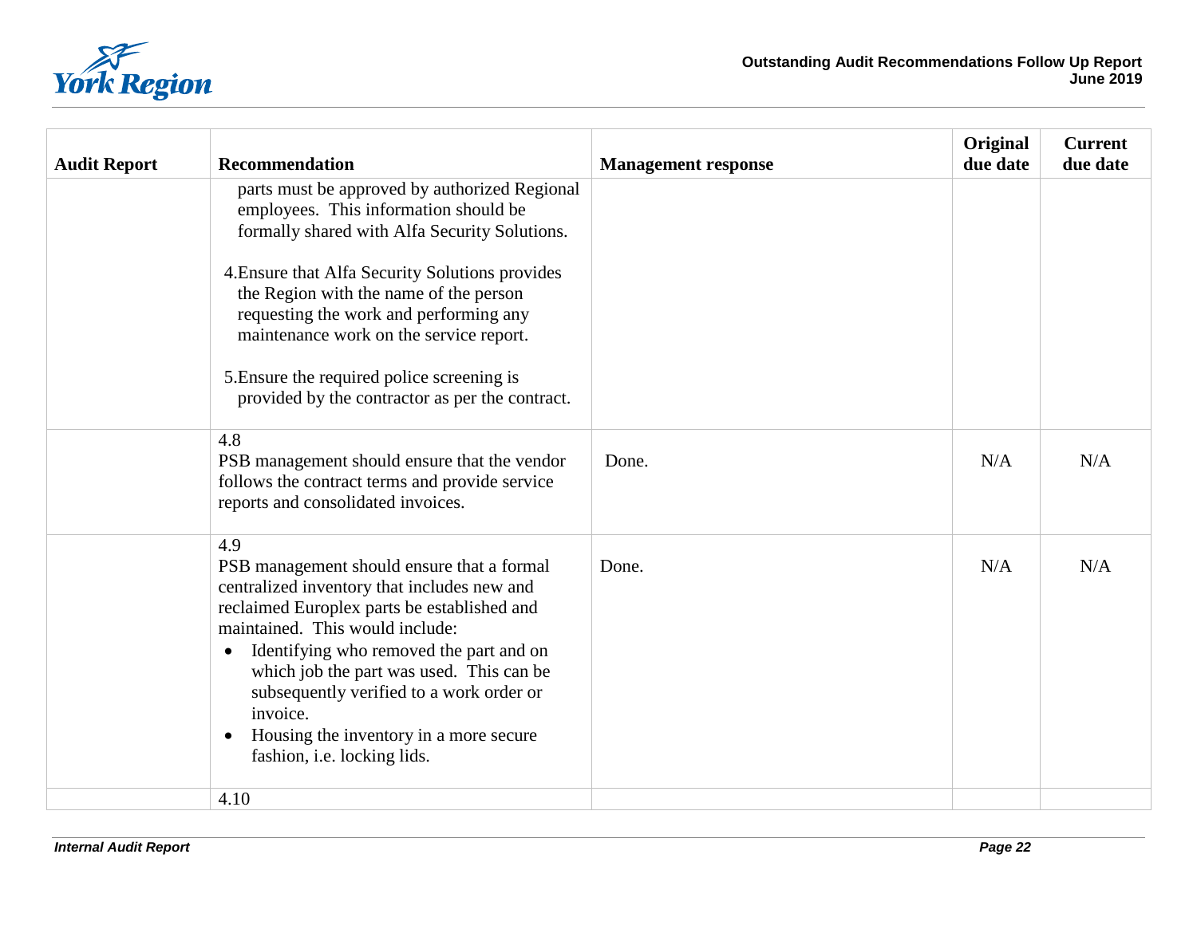| Audit Report | Recommendation | Management response | Original due date | Current due date |
|---|---|---|---|---|
| | parts must be approved by authorized Regional employees. This information should be formally shared with Alfa Security Solutions.<br><br>4. Ensure that Alfa Security Solutions provides the Region with the name of the person requesting the work and performing any maintenance work on the service report.<br><br>5. Ensure the required police screening is provided by the contractor as per the contract. | | | |
| | 4.8<br>PSB management should ensure that the vendor follows the contract terms and provide service reports and consolidated invoices. | Done. | N/A | N/A |
| | 4.9<br>PSB management should ensure that a formal centralized inventory that includes new and reclaimed Europlex parts be established and maintained. This would include:<br>• Identifying who removed the part and on which job the part was used. This can be subsequently verified to a work order or invoice.<br>• Housing the inventory in a more secure fashion, i.e. locking lids. | Done. | N/A | N/A |
| | 4.10 | | | |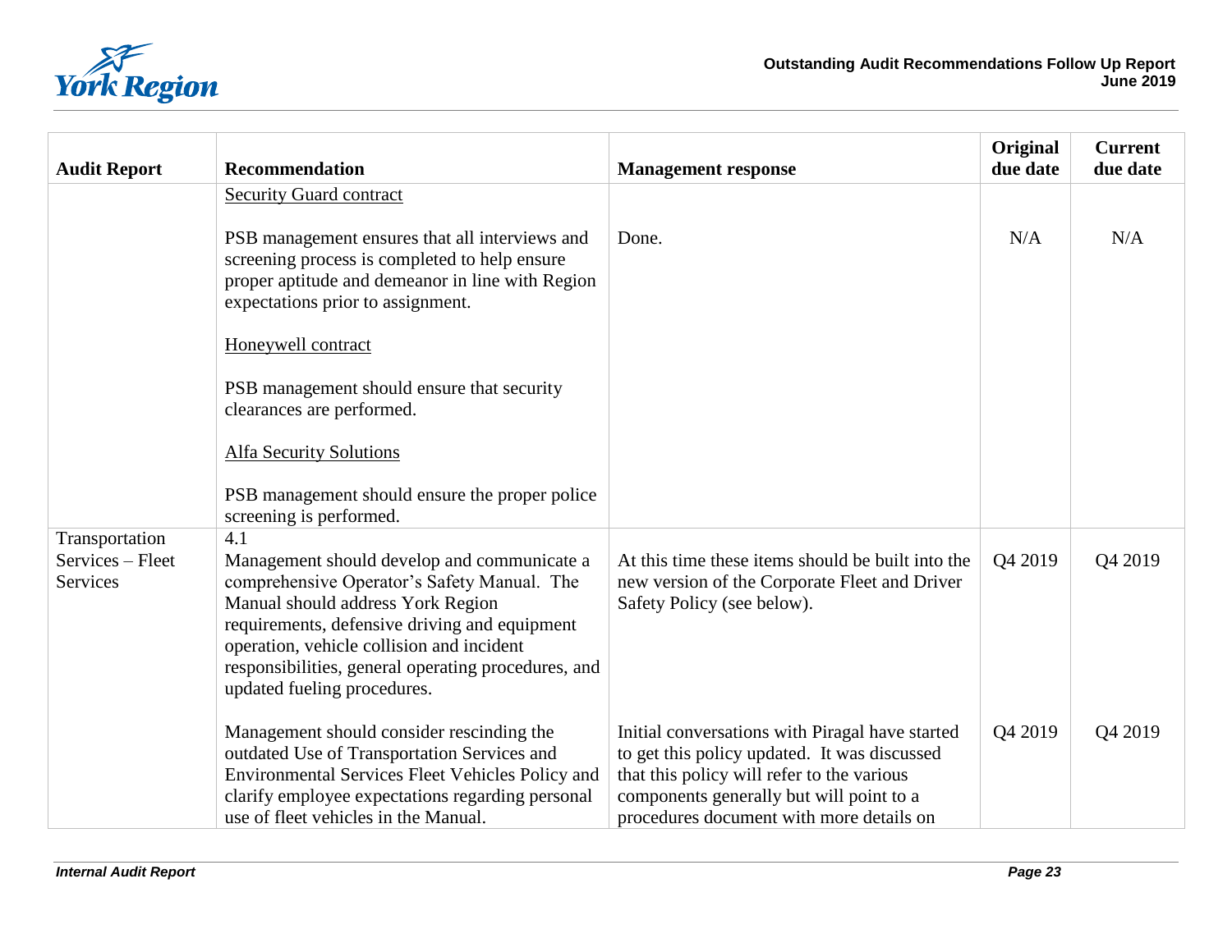| Audit Report | Recommendation | Management response | Original due date | Current due date |
|---|---|---|---|---|
| | Security Guard contract<br><br>PSB management ensures that all interviews and screening process is completed to help ensure proper aptitude and demeanor in line with Region expectations prior to assignment.<br><br>Honeywell contract<br><br>PSB management should ensure that security clearances are performed.<br><br>Alfa Security Solutions<br><br>PSB management should ensure the proper police screening is performed. | Done. | N/A | N/A |
| Transportation Services – Fleet Services | 4.1<br>Management should develop and communicate a comprehensive Operator's Safety Manual. The Manual should address York Region requirements, defensive driving and equipment operation, vehicle collision and incident responsibilities, general operating procedures, and updated fueling procedures. | At this time these items should be built into the new version of the Corporate Fleet and Driver Safety Policy (see below). | Q4 2019 | Q4 2019 |
| | Management should consider rescinding the outdated Use of Transportation Services and Environmental Services Fleet Vehicles Policy and clarify employee expectations regarding personal use of fleet vehicles in the Manual. | Initial conversations with Piragal have started to get this policy updated. It was discussed that this policy will refer to the various components generally but will point to a procedures document with more details on | Q4 2019 | Q4 2019 |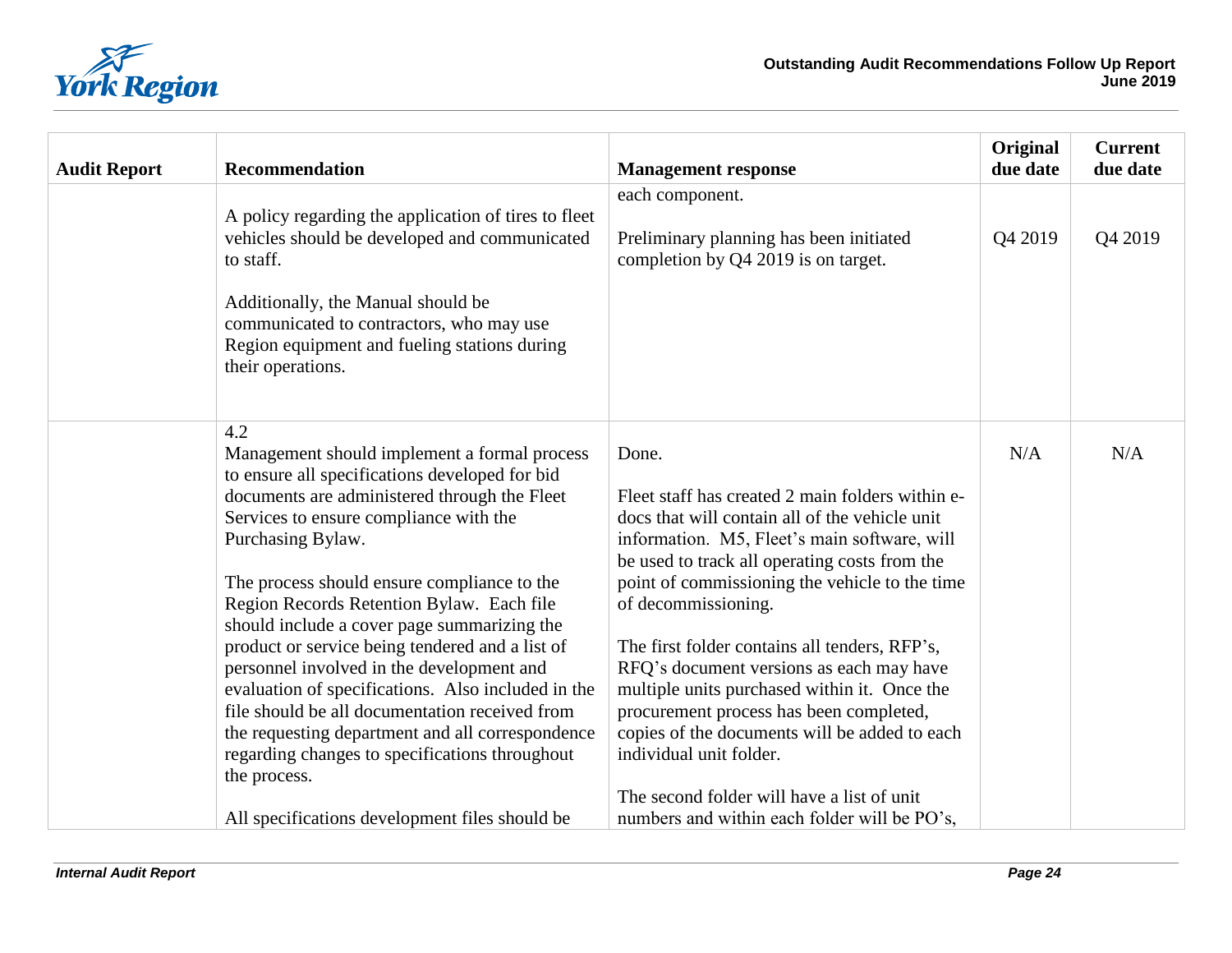| Audit Report | Recommendation | Management response | Original due date | Current due date |
|---|---|---|---|---|
| | A policy regarding the application of tires to fleet vehicles should be developed and communicated to staff.<br><br>Additionally, the Manual should be communicated to contractors, who may use Region equipment and fueling stations during their operations. | each component.<br><br>Preliminary planning has been initiated completion by Q4 2019 is on target. | Q4 2019 | Q4 2019 |
| | 4.2<br>Management should implement a formal process to ensure all specifications developed for bid documents are administered through the Fleet Services to ensure compliance with the Purchasing Bylaw.<br><br>The process should ensure compliance to the Region Records Retention Bylaw. Each file should include a cover page summarizing the product or service being tendered and a list of personnel involved in the development and evaluation of specifications. Also included in the file should be all documentation received from the requesting department and all correspondence regarding changes to specifications throughout the process.<br><br>All specifications development files should be | Done.<br><br>Fleet staff has created 2 main folders within e-docs that will contain all of the vehicle unit information. M5, Fleet's main software, will be used to track all operating costs from the point of commissioning the vehicle to the time of decommissioning.<br><br>The first folder contains all tenders, RFP's, RFQ's document versions as each may have multiple units purchased within it. Once the procurement process has been completed, copies of the documents will be added to each individual unit folder.<br><br>The second folder will have a list of unit numbers and within each folder will be PO's, | N/A | N/A |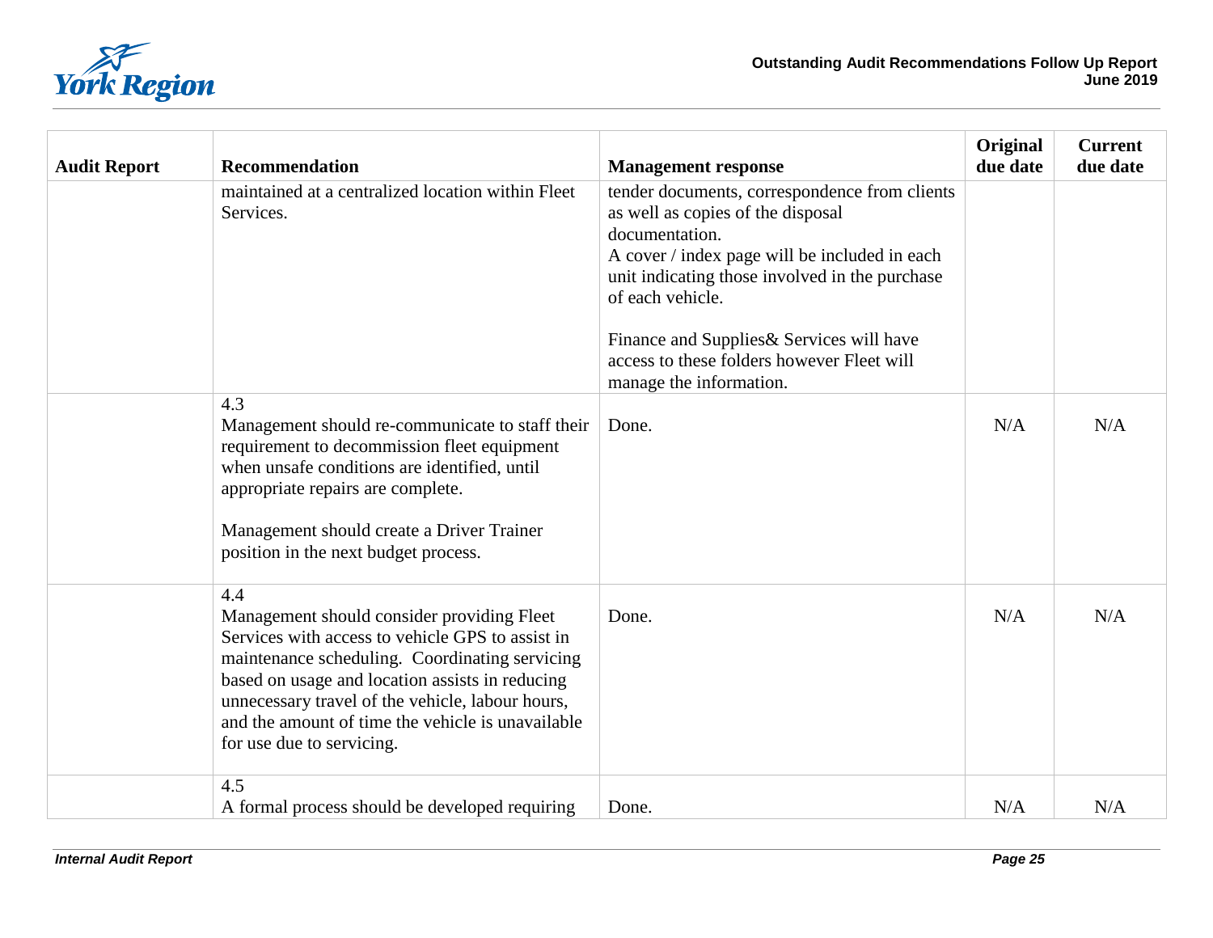| Audit Report | Recommendation | Management response | Original due date | Current due date |
|---|---|---|---|---|
| | maintained at a centralized location within Fleet Services. | tender documents, correspondence from clients as well as copies of the disposal documentation.<br>A cover / index page will be included in each unit indicating those involved in the purchase of each vehicle.<br><br>Finance and Supplies& Services will have access to these folders however Fleet will manage the information. | | |
| | 4.3<br>Management should re-communicate to staff their requirement to decommission fleet equipment when unsafe conditions are identified, until appropriate repairs are complete.<br><br>Management should create a Driver Trainer position in the next budget process. | Done. | N/A | N/A |
| | 4.4<br>Management should consider providing Fleet Services with access to vehicle GPS to assist in maintenance scheduling. Coordinating servicing based on usage and location assists in reducing unnecessary travel of the vehicle, labour hours, and the amount of time the vehicle is unavailable for use due to servicing. | Done. | N/A | N/A |
| | 4.5<br>A formal process should be developed requiring | Done. | N/A | N/A |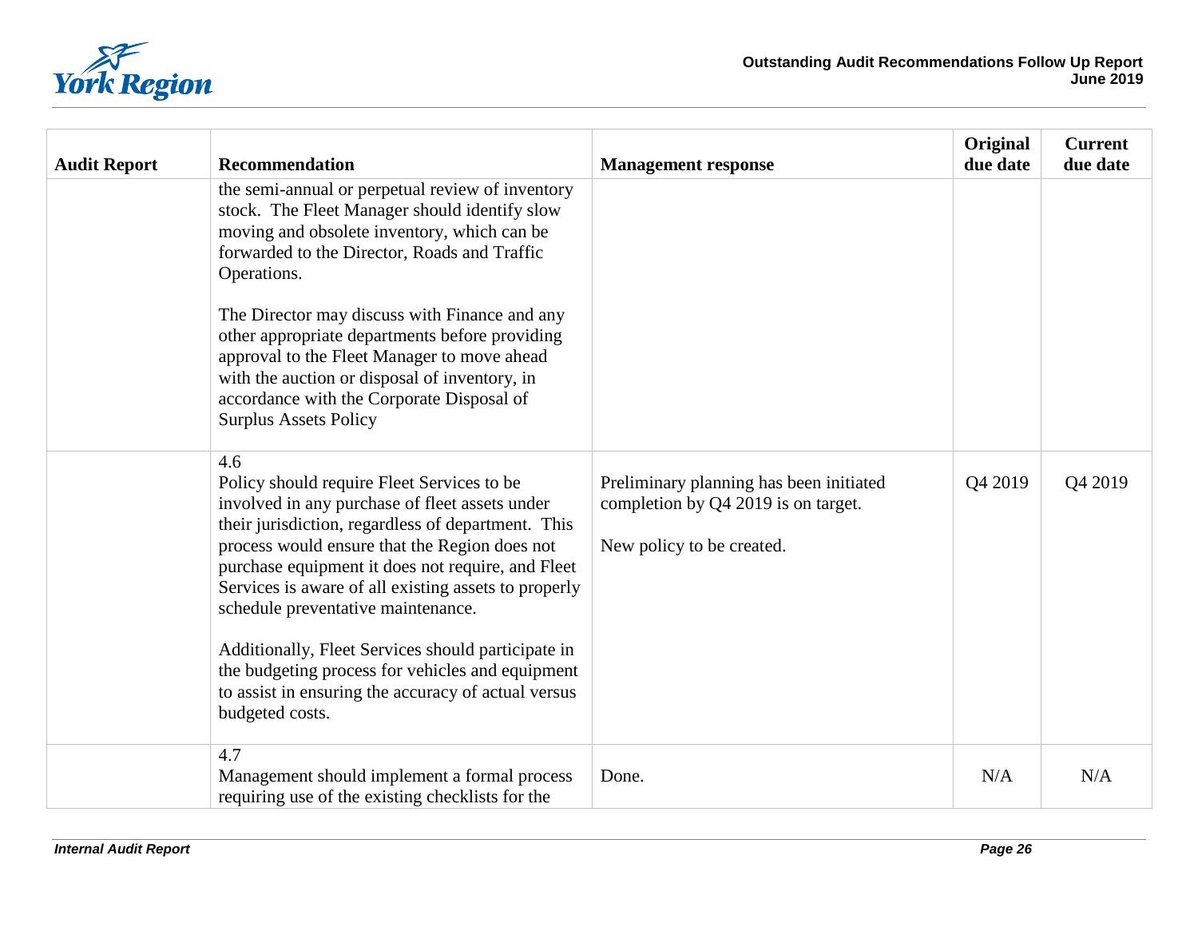| Audit Report | Recommendation | Management response | Original due date | Current due date |
|---|---|---|---|---|
| | the semi-annual or perpetual review of inventory stock. The Fleet Manager should identify slow moving and obsolete inventory, which can be forwarded to the Director, Roads and Traffic Operations.<br><br>The Director may discuss with Finance and any other appropriate departments before providing approval to the Fleet Manager to move ahead with the auction or disposal of inventory, in accordance with the Corporate Disposal of Surplus Assets Policy | | | |
| | 4.6<br>Policy should require Fleet Services to be involved in any purchase of fleet assets under their jurisdiction, regardless of department. This process would ensure that the Region does not purchase equipment it does not require, and Fleet Services is aware of all existing assets to properly schedule preventative maintenance.<br><br>Additionally, Fleet Services should participate in the budgeting process for vehicles and equipment to assist in ensuring the accuracy of actual versus budgeted costs. | Preliminary planning has been initiated completion by Q4 2019 is on target.<br><br>New policy to be created. | Q4 2019 | Q4 2019 |
| | 4.7<br>Management should implement a formal process requiring use of the existing checklists for the | Done. | N/A | N/A |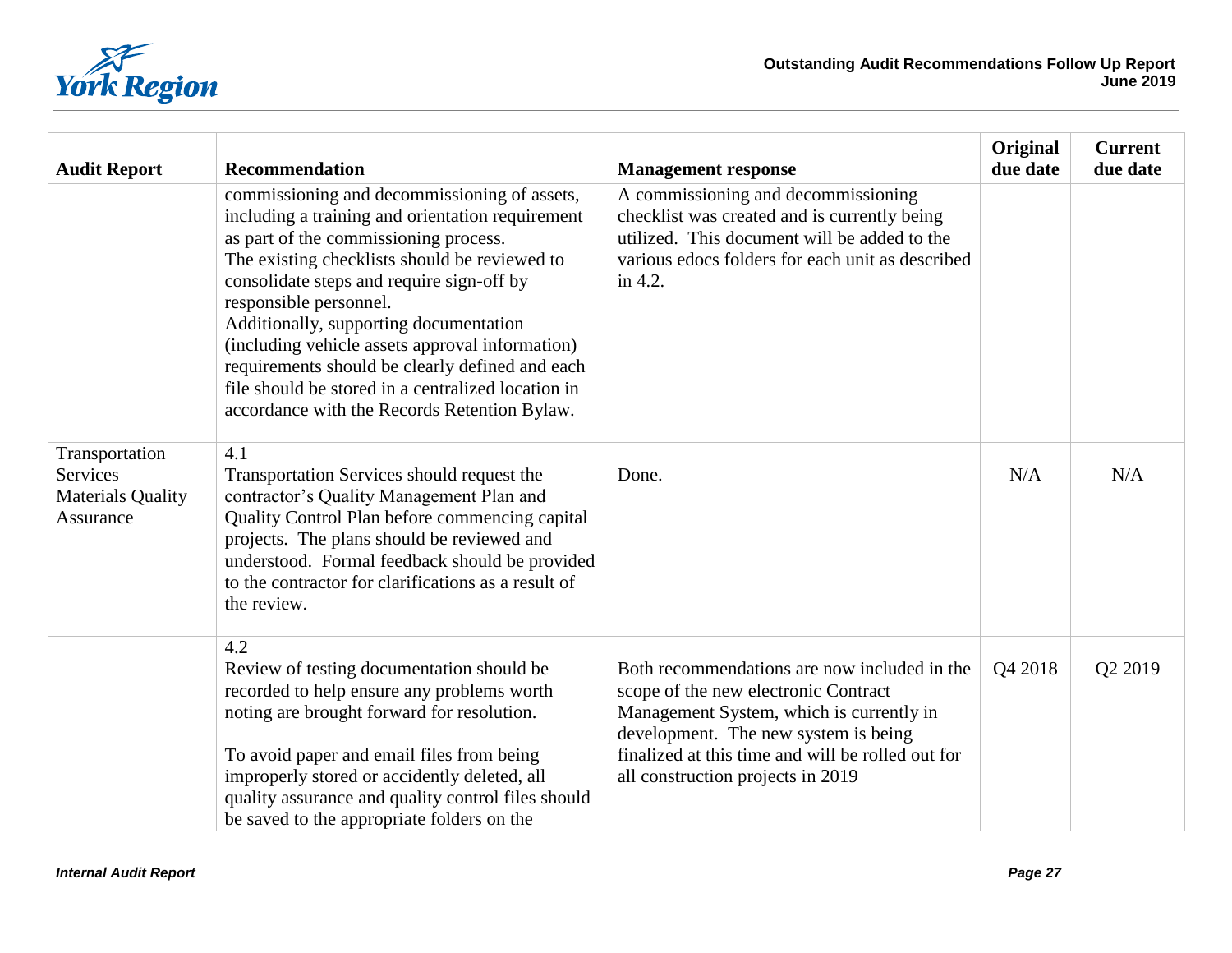| Audit Report | Recommendation | Management response | Original due date | Current due date |
|---|---|---|---|---|
| | commissioning and decommissioning of assets, including a training and orientation requirement as part of the commissioning process.<br>The existing checklists should be reviewed to consolidate steps and require sign-off by responsible personnel.<br>Additionally, supporting documentation (including vehicle assets approval information) requirements should be clearly defined and each file should be stored in a centralized location in accordance with the Records Retention Bylaw. | A commissioning and decommissioning checklist was created and is currently being utilized. This document will be added to the various edocs folders for each unit as described in 4.2. | | |
| Transportation Services – Materials Quality Assurance | 4.1<br>Transportation Services should request the contractor's Quality Management Plan and Quality Control Plan before commencing capital projects. The plans should be reviewed and understood. Formal feedback should be provided to the contractor for clarifications as a result of the review. | Done. | N/A | N/A |
| | 4.2<br>Review of testing documentation should be recorded to help ensure any problems worth noting are brought forward for resolution.<br><br>To avoid paper and email files from being improperly stored or accidently deleted, all quality assurance and quality control files should be saved to the appropriate folders on the | Both recommendations are now included in the scope of the new electronic Contract Management System, which is currently in development. The new system is being finalized at this time and will be rolled out for all construction projects in 2019 | Q4 2018 | Q2 2019 |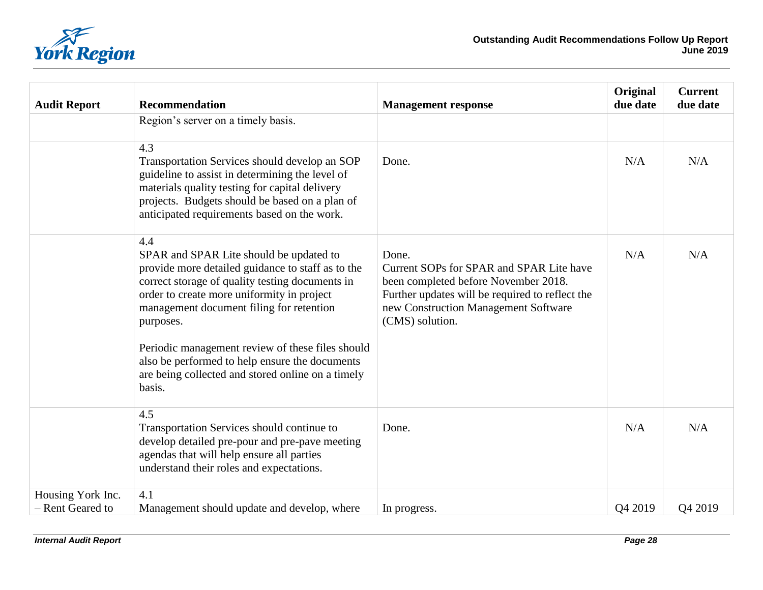| Audit Report | Recommendation | Management response | Original due date | Current due date |
|---|---|---|---|---|
| | Region's server on a timely basis. | | | |
| | 4.3<br>Transportation Services should develop an SOP guideline to assist in determining the level of materials quality testing for capital delivery projects. Budgets should be based on a plan of anticipated requirements based on the work. | Done. | N/A | N/A |
| | 4.4<br>SPAR and SPAR Lite should be updated to provide more detailed guidance to staff as to the correct storage of quality testing documents in order to create more uniformity in project management document filing for retention purposes.<br><br>Periodic management review of these files should also be performed to help ensure the documents are being collected and stored online on a timely basis. | Done.<br>Current SOPs for SPAR and SPAR Lite have been completed before November 2018. Further updates will be required to reflect the new Construction Management Software (CMS) solution. | N/A | N/A |
| | 4.5<br>Transportation Services should continue to develop detailed pre-pour and pre-pave meeting agendas that will help ensure all parties understand their roles and expectations. | Done. | N/A | N/A |
| Housing York Inc. – Rent Geared to | 4.1<br>Management should update and develop, where | In progress. | Q4 2019 | Q4 2019 |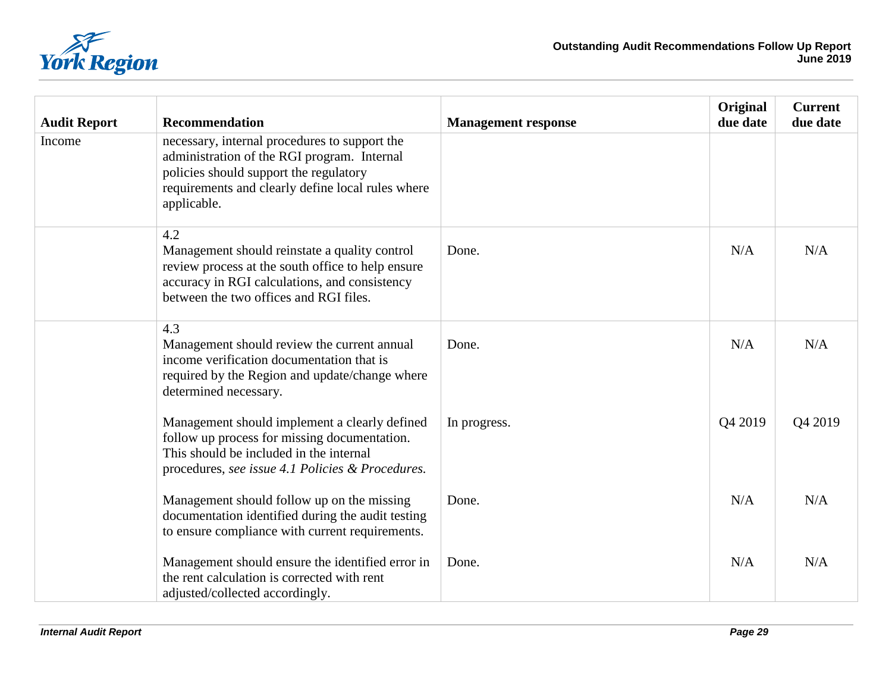| Audit Report | Recommendation | Management response | Original due date | Current due date |
|---|---|---|---|---|
| Income | necessary, internal procedures to support the administration of the RGI program. Internal policies should support the regulatory requirements and clearly define local rules where applicable. | | | |
| | 4.2<br>Management should reinstate a quality control review process at the south office to help ensure accuracy in RGI calculations, and consistency between the two offices and RGI files. | Done. | N/A | N/A |
| | 4.3<br>Management should review the current annual income verification documentation that is required by the Region and update/change where determined necessary. | Done. | N/A | N/A |
| | Management should implement a clearly defined follow up process for missing documentation. This should be included in the internal procedures, *see issue 4.1 Policies & Procedures.* | In progress. | Q4 2019 | Q4 2019 |
| | Management should follow up on the missing documentation identified during the audit testing to ensure compliance with current requirements. | Done. | N/A | N/A |
| | Management should ensure the identified error in the rent calculation is corrected with rent adjusted/collected accordingly. | Done. | N/A | N/A |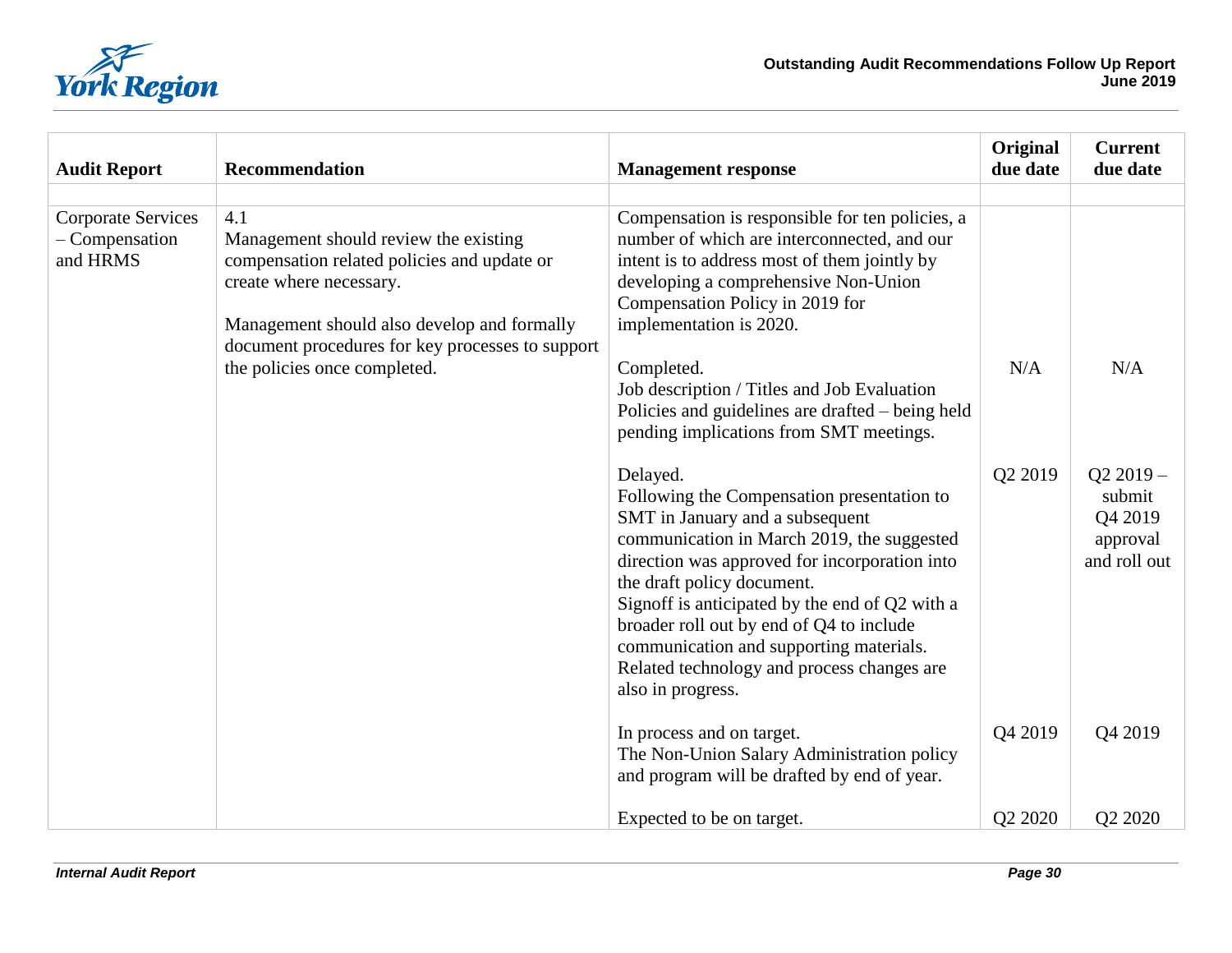| Audit Report | Recommendation | Management response | Original due date | Current due date |
|---|---|---|---|---|
| | | | | |
| Corporate Services – Compensation and HRMS | 4.1<br>Management should review the existing compensation related policies and update or create where necessary.<br><br>Management should also develop and formally document procedures for key processes to support the policies once completed. | Compensation is responsible for ten policies, a number of which are interconnected, and our intent is to address most of them jointly by developing a comprehensive Non-Union Compensation Policy in 2019 for implementation is 2020. | | |
| | | Completed.<br>Job description / Titles and Job Evaluation Policies and guidelines are drafted – being held pending implications from SMT meetings. | N/A | N/A |
| | | Delayed.<br>Following the Compensation presentation to SMT in January and a subsequent communication in March 2019, the suggested direction was approved for incorporation into the draft policy document.<br>Signoff is anticipated by the end of Q2 with a broader roll out by end of Q4 to include communication and supporting materials.<br>Related technology and process changes are also in progress. | Q2 2019 | Q2 2019 – submit Q4 2019 approval and roll out |
| | | In process and on target.<br>The Non-Union Salary Administration policy and program will be drafted by end of year. | Q4 2019 | Q4 2019 |
| | | Expected to be on target. | Q2 2020 | Q2 2020 |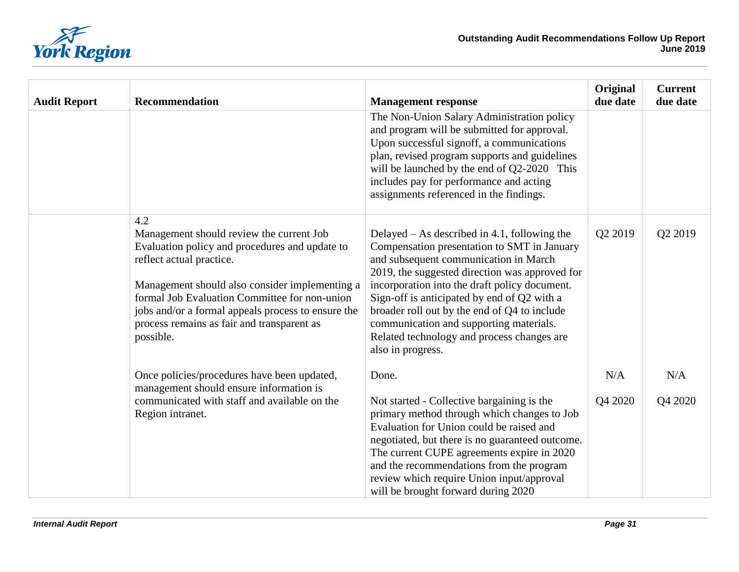| Audit Report | Recommendation | Management response | Original due date | Current due date |
|---|---|---|---|---|
| | | The Non-Union Salary Administration policy and program will be submitted for approval. Upon successful signoff, a communications plan, revised program supports and guidelines will be launched by the end of Q2-2020 This includes pay for performance and acting assignments referenced in the findings. | | |
| | 4.2<br>Management should review the current Job Evaluation policy and procedures and update to reflect actual practice.<br><br>Management should also consider implementing a formal Job Evaluation Committee for non-union jobs and/or a formal appeals process to ensure the process remains as fair and transparent as possible. | Delayed – As described in 4.1, following the Compensation presentation to SMT in January and subsequent communication in March 2019, the suggested direction was approved for incorporation into the draft policy document. Sign-off is anticipated by end of Q2 with a broader roll out by the end of Q4 to include communication and supporting materials. Related technology and process changes are also in progress. | Q2 2019 | Q2 2019 |
| | Once policies/procedures have been updated, management should ensure information is communicated with staff and available on the Region intranet. | Done. | N/A | N/A |
| | | Not started - Collective bargaining is the primary method through which changes to Job Evaluation for Union could be raised and negotiated, but there is no guaranteed outcome. The current CUPE agreements expire in 2020 and the recommendations from the program review which require Union input/approval will be brought forward during 2020 | Q4 2020 | Q4 2020 |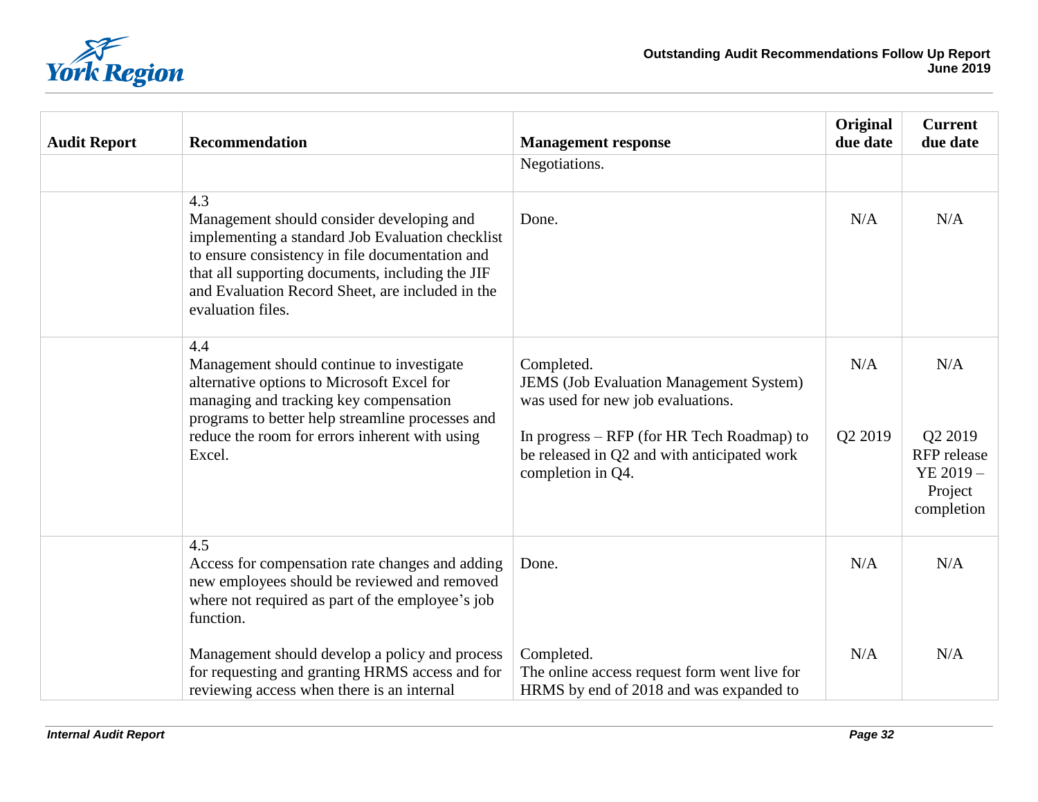| Audit Report | Recommendation | Management response | Original due date | Current due date |
|---|---|---|---|---|
| | | Negotiations. | | |
| | 4.3<br>Management should consider developing and implementing a standard Job Evaluation checklist to ensure consistency in file documentation and that all supporting documents, including the JIF and Evaluation Record Sheet, are included in the evaluation files. | Done. | N/A | N/A |
| | 4.4<br>Management should continue to investigate alternative options to Microsoft Excel for managing and tracking key compensation programs to better help streamline processes and reduce the room for errors inherent with using Excel. | Completed.<br>JEMS (Job Evaluation Management System) was used for new job evaluations.<br><br>In progress – RFP (for HR Tech Roadmap) to be released in Q2 and with anticipated work completion in Q4. | N/A<br><br><br>Q2 2019 | N/A<br><br><br>Q2 2019 RFP release<br>YE 2019 – Project completion |
| | 4.5<br>Access for compensation rate changes and adding new employees should be reviewed and removed where not required as part of the employee's job function.<br><br>Management should develop a policy and process for requesting and granting HRMS access and for reviewing access when there is an internal | Done.<br><br><br><br>Completed.<br>The online access request form went live for HRMS by end of 2018 and was expanded to | N/A<br><br><br><br>N/A | N/A<br><br><br><br>N/A |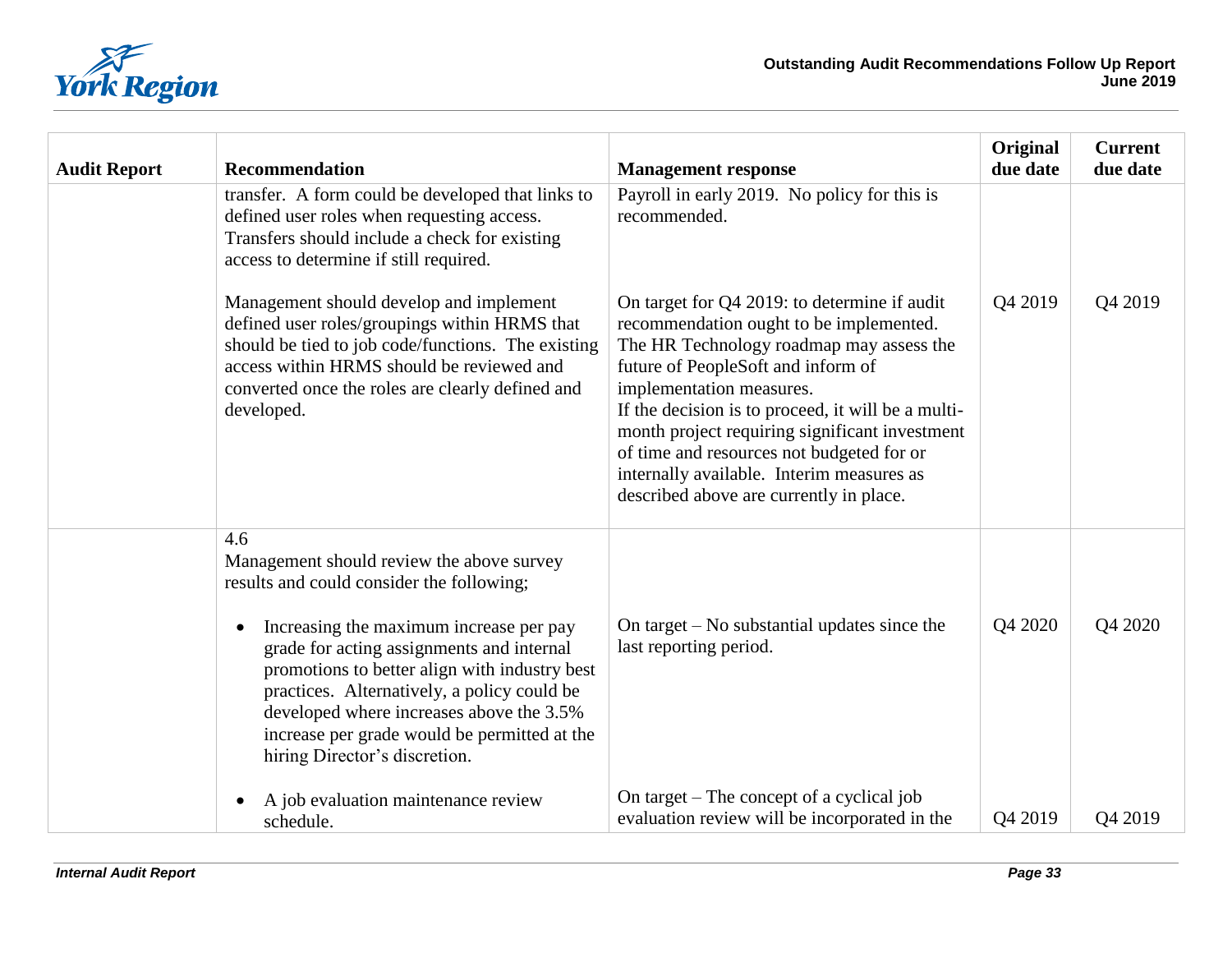| Audit Report | Recommendation | Management response | Original due date | Current due date |
|---|---|---|---|---|
| | transfer. A form could be developed that links to defined user roles when requesting access. Transfers should include a check for existing access to determine if still required. | Payroll in early 2019. No policy for this is recommended. | | |
| | Management should develop and implement defined user roles/groupings within HRMS that should be tied to job code/functions. The existing access within HRMS should be reviewed and converted once the roles are clearly defined and developed. | On target for Q4 2019: to determine if audit recommendation ought to be implemented. The HR Technology roadmap may assess the future of PeopleSoft and inform of implementation measures. If the decision is to proceed, it will be a multi-month project requiring significant investment of time and resources not budgeted for or internally available. Interim measures as described above are currently in place. | Q4 2019 | Q4 2019 |
| | 4.6 Management should review the above survey results and could consider the following; | | | |
| | • Increasing the maximum increase per pay grade for acting assignments and internal promotions to better align with industry best practices. Alternatively, a policy could be developed where increases above the 3.5% increase per grade would be permitted at the hiring Director's discretion. | On target – No substantial updates since the last reporting period. | Q4 2020 | Q4 2020 |
| | • A job evaluation maintenance review schedule. | On target – The concept of a cyclical job evaluation review will be incorporated in the | Q4 2019 | Q4 2019 |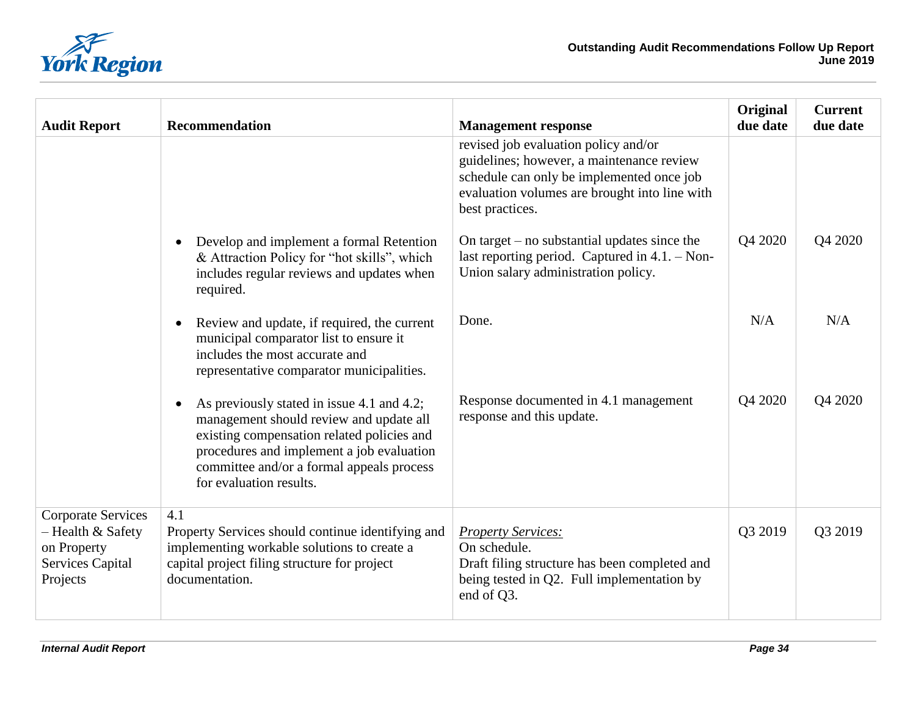| Audit Report | Recommendation | Management response | Original due date | Current due date |
|---|---|---|---|---|
| | | revised job evaluation policy and/or guidelines; however, a maintenance review schedule can only be implemented once job evaluation volumes are brought into line with best practices. | | |
| | • Develop and implement a formal Retention & Attraction Policy for "hot skills", which includes regular reviews and updates when required. | On target – no substantial updates since the last reporting period. Captured in 4.1. – Non-Union salary administration policy. | Q4 2020 | Q4 2020 |
| | • Review and update, if required, the current municipal comparator list to ensure it includes the most accurate and representative comparator municipalities. | Done. | N/A | N/A |
| | • As previously stated in issue 4.1 and 4.2; management should review and update all existing compensation related policies and procedures and implement a job evaluation committee and/or a formal appeals process for evaluation results. | Response documented in 4.1 management response and this update. | Q4 2020 | Q4 2020 |
| Corporate Services – Health & Safety on Property Services Capital Projects | 4.1<br>Property Services should continue identifying and implementing workable solutions to create a capital project filing structure for project documentation. | *Property Services:*<br>On schedule.<br>Draft filing structure has been completed and being tested in Q2. Full implementation by end of Q3. | Q3 2019 | Q3 2019 |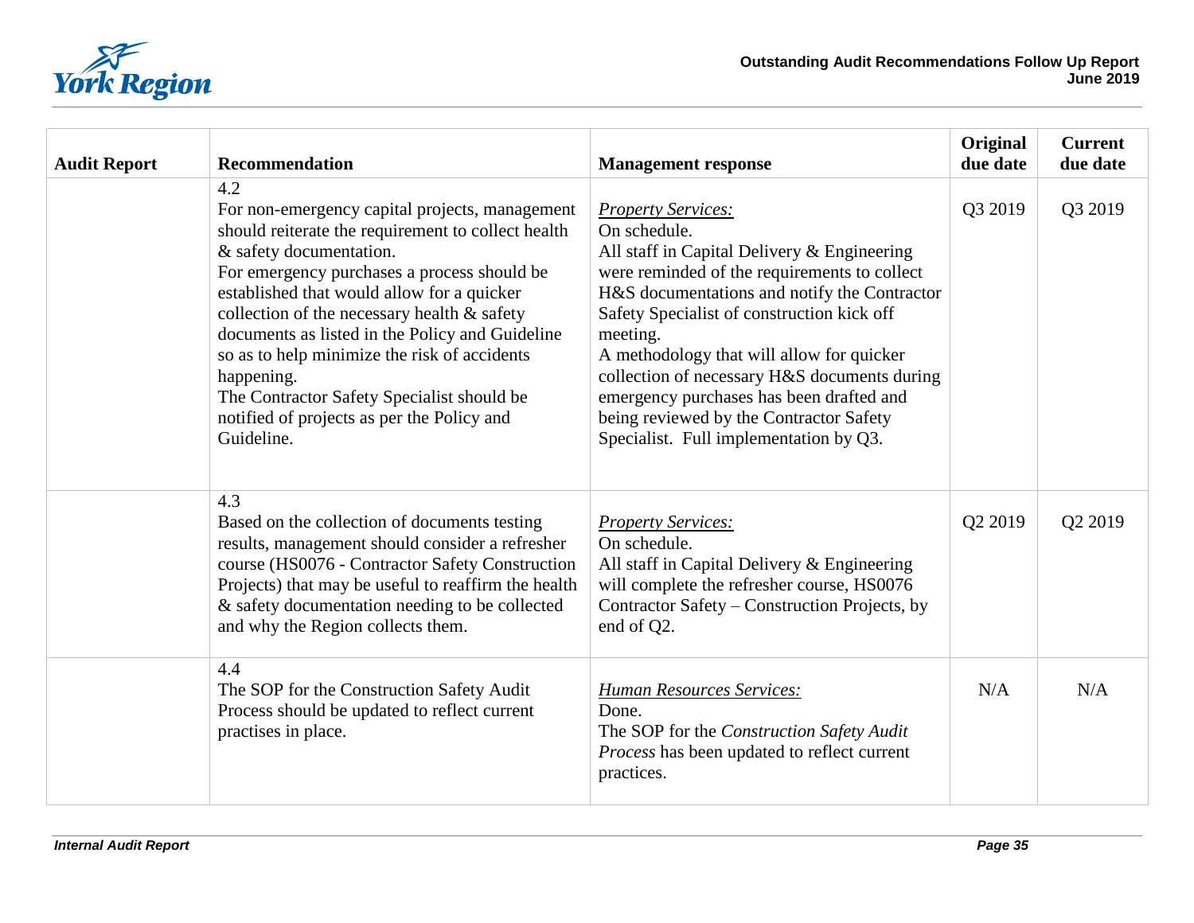| Audit Report | Recommendation | Management response | Original due date | Current due date |
| --- | --- | --- | --- | --- |
| | 4.2<br>For non-emergency capital projects, management should reiterate the requirement to collect health & safety documentation.<br>For emergency purchases a process should be established that would allow for a quicker collection of the necessary health & safety documents as listed in the Policy and Guideline so as to help minimize the risk of accidents happening.<br>The Contractor Safety Specialist should be notified of projects as per the Policy and Guideline. | *Property Services:*<br>On schedule.<br>All staff in Capital Delivery & Engineering were reminded of the requirements to collect H&S documentations and notify the Contractor Safety Specialist of construction kick off meeting.<br>A methodology that will allow for quicker collection of necessary H&S documents during emergency purchases has been drafted and being reviewed by the Contractor Safety Specialist. Full implementation by Q3. | Q3 2019 | Q3 2019 |
| | 4.3<br>Based on the collection of documents testing results, management should consider a refresher course (HS0076 - Contractor Safety Construction Projects) that may be useful to reaffirm the health & safety documentation needing to be collected and why the Region collects them. | *Property Services:*<br>On schedule.<br>All staff in Capital Delivery & Engineering will complete the refresher course, HS0076 Contractor Safety – Construction Projects, by end of Q2. | Q2 2019 | Q2 2019 |
| | 4.4<br>The SOP for the Construction Safety Audit Process should be updated to reflect current practises in place. | *Human Resources Services:*<br>Done.<br>The SOP for the *Construction Safety Audit Process* has been updated to reflect current practices. | N/A | N/A |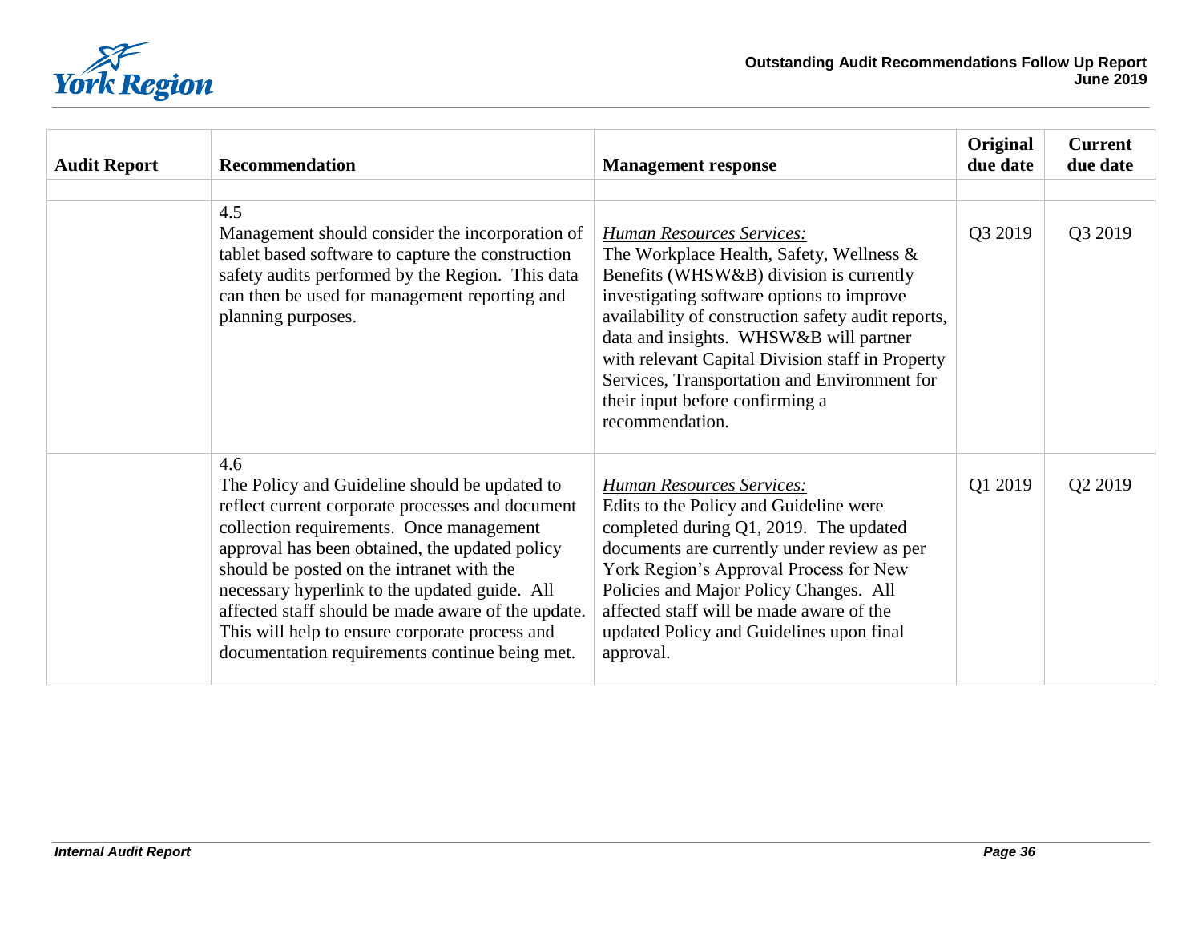| Audit Report | Recommendation | Management response | Original due date | Current due date |
| --- | --- | --- | --- | --- |
| | | | | |
| | 4.5<br>Management should consider the incorporation of tablet based software to capture the construction safety audits performed by the Region. This data can then be used for management reporting and planning purposes. | *Human Resources Services:*<br>The Workplace Health, Safety, Wellness & Benefits (WHSW&B) division is currently investigating software options to improve availability of construction safety audit reports, data and insights. WHSW&B will partner with relevant Capital Division staff in Property Services, Transportation and Environment for their input before confirming a recommendation. | Q3 2019 | Q3 2019 |
| | 4.6<br>The Policy and Guideline should be updated to reflect current corporate processes and document collection requirements. Once management approval has been obtained, the updated policy should be posted on the intranet with the necessary hyperlink to the updated guide. All affected staff should be made aware of the update. This will help to ensure corporate process and documentation requirements continue being met. | *Human Resources Services:*<br>Edits to the Policy and Guideline were completed during Q1, 2019. The updated documents are currently under review as per York Region's Approval Process for New Policies and Major Policy Changes. All affected staff will be made aware of the updated Policy and Guidelines upon final approval. | Q1 2019 | Q2 2019 |